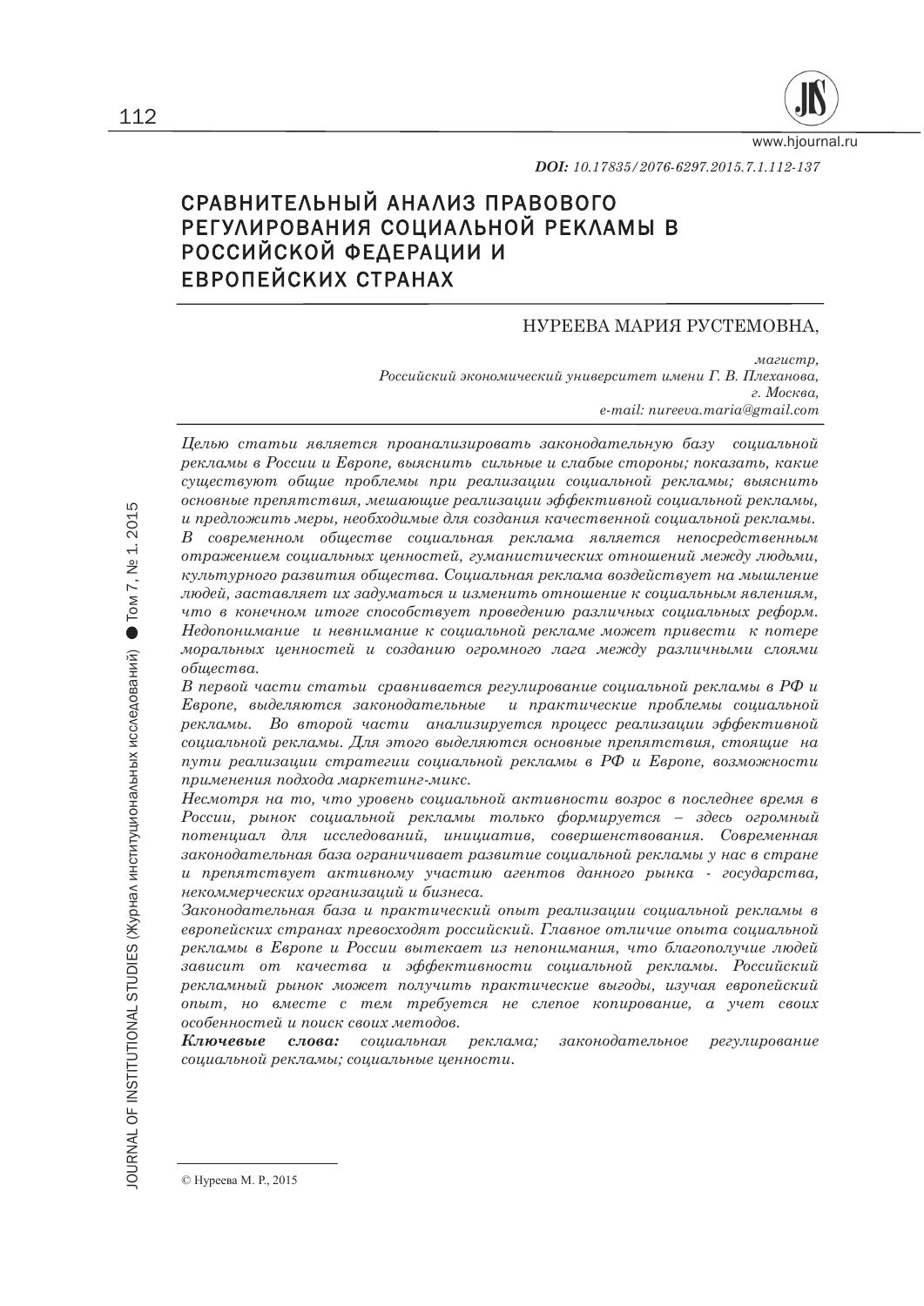*DOI: 10.17835/2076-6297.2015.7.1.112-137*

# СРАВНИТЕЛЬНЫЙ АНАЛИЗ ПРАВОВОГО РЕГУЛИРОВАНИЯ СОЦИАЛЬНОЙ РЕКЛАМЫ В РОССИЙСКОЙ ФЕДЕРАЦИИ И ЕВРОПЕЙСКИХ СТРАНАХ

НУРЕЕВА МАРИЯ РУСТЕМОВНА,

*магистр,*
*Российский экономический университет имени Г. В. Плеханова,*
*г. Москва,*
*e-mail: nureeva.maria@gmail.com*

*Целью статьи является проанализировать законодательную базу социальной рекламы в России и Европе, выяснить сильные и слабые стороны; показать, какие существуют общие проблемы при реализации социальной рекламы; выяснить основные препятствия, мешающие реализации эффективной социальной рекламы, и предложить меры, необходимые для создания качественной социальной рекламы.*
*В современном обществе социальная реклама является непосредственным отражением социальных ценностей, гуманистических отношений между людьми, культурного развития общества. Социальная реклама воздействует на мышление людей, заставляет их задуматься и изменить отношение к социальным явлениям, что в конечном итоге способствует проведению различных социальных реформ. Недопонимание и невнимание к социальной рекламе может привести к потере моральных ценностей и созданию огромного лага между различными слоями общества.*
*В первой части статьи сравнивается регулирование социальной рекламы в РФ и Европе, выделяются законодательные и практические проблемы социальной рекламы. Во второй части анализируется процесс реализации эффективной социальной рекламы. Для этого выделяются основные препятствия, стоящие на пути реализации стратегии социальной рекламы в РФ и Европе, возможности применения подхода маркетинг-микс.*
*Несмотря на то, что уровень социальной активности возрос в последнее время в России, рынок социальной рекламы только формируется – здесь огромный потенциал для исследований, инициатив, совершенствования. Современная законодательная база ограничивает развитие социальной рекламы у нас в стране и препятствует активному участию агентов данного рынка - государства, некоммерческих организаций и бизнеса.*
*Законодательная база и практический опыт реализации социальной рекламы в европейских странах превосходят российский. Главное отличие опыта социальной рекламы в Европе и России вытекает из непонимания, что благополучие людей зависит от качества и эффективности социальной рекламы. Российский рекламный рынок может получить практические выгоды, изучая европейский опыт, но вместе с тем требуется не слепое копирование, а учет своих особенностей и поиск своих методов.*
***Ключевые слова:*** *социальная реклама; законодательное регулирование социальной рекламы; социальные ценности.*

© Нуреева М. Р., 2015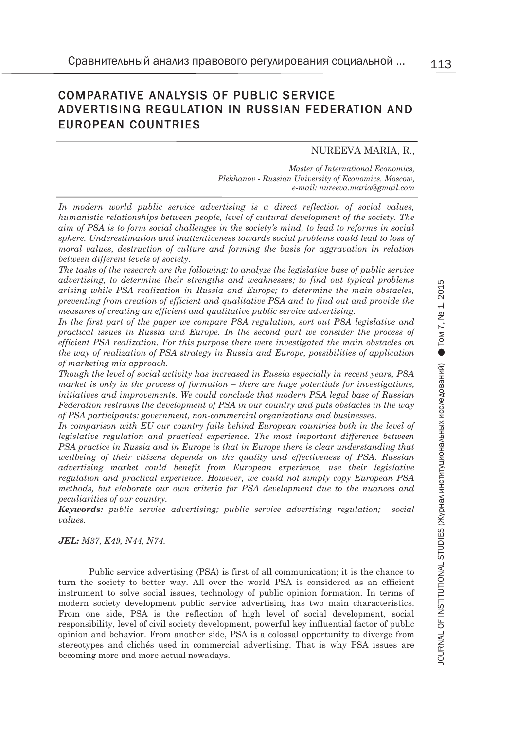# COMPARATIVE ANALYSIS OF PUBLIC SERVICE ADVERTISING REGULATION IN RUSSIAN FEDERATION AND EUROPEAN COUNTRIES

NUREEVA MARIA, R.,

*Master of International Economics,*
*Plekhanov - Russian University of Economics, Moscow,*
*e-mail: nureeva.maria@gmail.com*

*In modern world public service advertising is a direct reflection of social values, humanistic relationships between people, level of cultural development of the society. The aim of PSA is to form social challenges in the society's mind, to lead to reforms in social sphere. Underestimation and inattentiveness towards social problems could lead to loss of moral values, destruction of culture and forming the basis for aggravation in relation between different levels of society.*

*The tasks of the research are the following: to analyze the legislative base of public service advertising, to determine their strengths and weaknesses; to find out typical problems arising while PSA realization in Russia and Europe; to determine the main obstacles, preventing from creation of efficient and qualitative PSA and to find out and provide the measures of creating an efficient and qualitative public service advertising.*

*In the first part of the paper we compare PSA regulation, sort out PSA legislative and practical issues in Russia and Europe. In the second part we consider the process of efficient PSA realization. For this purpose there were investigated the main obstacles on the way of realization of PSA strategy in Russia and Europe, possibilities of application of marketing mix approach.*

*Though the level of social activity has increased in Russia especially in recent years, PSA market is only in the process of formation – there are huge potentials for investigations, initiatives and improvements. We could conclude that modern PSA legal base of Russian Federation restrains the development of PSA in our country and puts obstacles in the way of PSA participants: government, non-commercial organizations and businesses.*

*In comparison with EU our country fails behind European countries both in the level of legislative regulation and practical experience. The most important difference between PSA practice in Russia and in Europe is that in Europe there is clear understanding that wellbeing of their citizens depends on the quality and effectiveness of PSA. Russian advertising market could benefit from European experience, use their legislative regulation and practical experience. However, we could not simply copy European PSA methods, but elaborate our own criteria for PSA development due to the nuances and peculiarities of our country.*

***Keywords:*** *public service advertising; public service advertising regulation; social values.*

***JEL:*** *M37, K49, N44, N74.*

Public service advertising (PSA) is first of all communication; it is the chance to turn the society to better way. All over the world PSA is considered as an efficient instrument to solve social issues, technology of public opinion formation. In terms of modern society development public service advertising has two main characteristics. From one side, PSA is the reflection of high level of social development, social responsibility, level of civil society development, powerful key influential factor of public opinion and behavior. From another side, PSA is a colossal opportunity to diverge from stereotypes and clichés used in commercial advertising. That is why PSA issues are becoming more and more actual nowadays.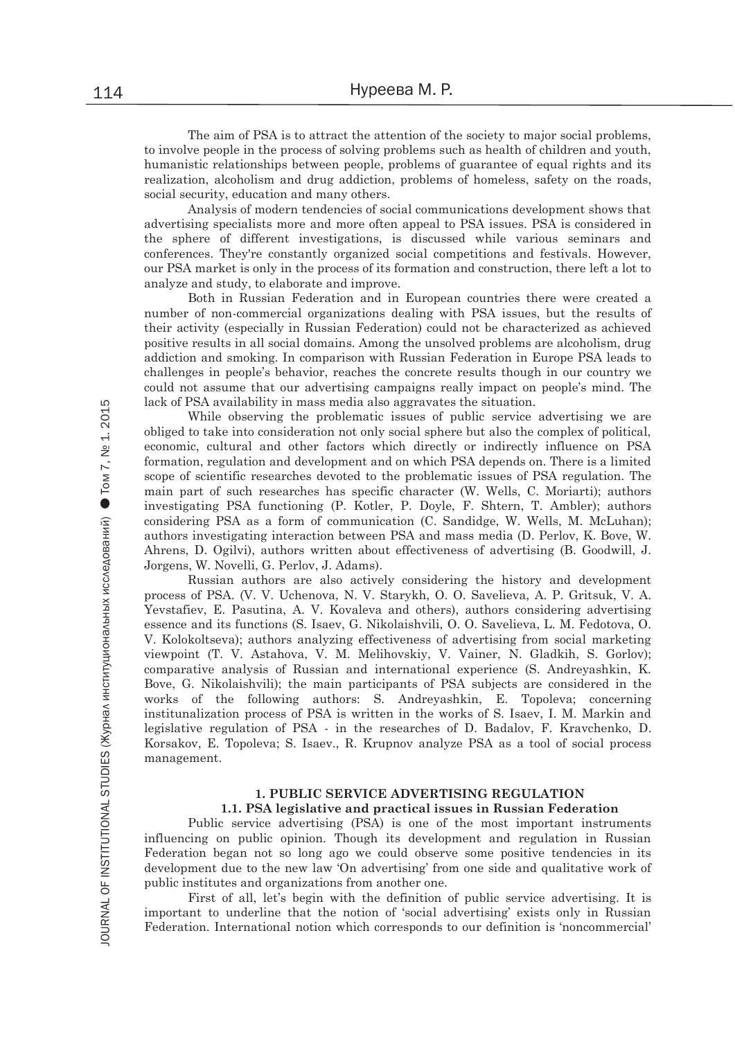The aim of PSA is to attract the attention of the society to major social problems, to involve people in the process of solving problems such as health of children and youth, humanistic relationships between people, problems of guarantee of equal rights and its realization, alcoholism and drug addiction, problems of homeless, safety on the roads, social security, education and many others.

Analysis of modern tendencies of social communications development shows that advertising specialists more and more often appeal to PSA issues. PSA is considered in the sphere of different investigations, is discussed while various seminars and conferences. They're constantly organized social competitions and festivals. However, our PSA market is only in the process of its formation and construction, there left a lot to analyze and study, to elaborate and improve.

Both in Russian Federation and in European countries there were created a number of non-commercial organizations dealing with PSA issues, but the results of their activity (especially in Russian Federation) could not be characterized as achieved positive results in all social domains. Among the unsolved problems are alcoholism, drug addiction and smoking. In comparison with Russian Federation in Europe PSA leads to challenges in people's behavior, reaches the concrete results though in our country we could not assume that our advertising campaigns really impact on people's mind. The lack of PSA availability in mass media also aggravates the situation.

While observing the problematic issues of public service advertising we are obliged to take into consideration not only social sphere but also the complex of political, economic, cultural and other factors which directly or indirectly influence on PSA formation, regulation and development and on which PSA depends on. There is a limited scope of scientific researches devoted to the problematic issues of PSA regulation. The main part of such researches has specific character (W. Wells, C. Moriarti); authors investigating PSA functioning (P. Kotler, P. Doyle, F. Shtern, T. Ambler); authors considering PSA as a form of communication (C. Sandidge, W. Wells, M. McLuhan); authors investigating interaction between PSA and mass media (D. Perlov, K. Bove, W. Ahrens, D. Ogilvi), authors written about effectiveness of advertising (B. Goodwill, J. Jorgens, W. Novelli, G. Perlov, J. Adams).

Russian authors are also actively considering the history and development process of PSA. (V. V. Uchenova, N. V. Starykh, O. O. Savelieva, A. P. Gritsuk, V. A. Yevstafiev, E. Pasutina, A. V. Kovaleva and others), authors considering advertising essence and its functions (S. Isaev, G. Nikolaishvili, O. O. Savelieva, L. M. Fedotova, O. V. Kolokoltseva); authors analyzing effectiveness of advertising from social marketing viewpoint (T. V. Astahova, V. M. Melihovskiy, V. Vainer, N. Gladkih, S. Gorlov); comparative analysis of Russian and international experience (S. Andreyashkin, K. Bove, G. Nikolaishvili); the main participants of PSA subjects are considered in the works of the following authors: S. Andreyashkin, E. Topoleva; concerning institunalization process of PSA is written in the works of S. Isaev, I. M. Markin and legislative regulation of PSA - in the researches of D. Badalov, F. Kravchenko, D. Korsakov, E. Topoleva; S. Isaev., R. Krupnov analyze PSA as a tool of social process management.

## 1. PUBLIC SERVICE ADVERTISING REGULATION

### 1.1. PSA legislative and practical issues in Russian Federation

Public service advertising (PSA) is one of the most important instruments influencing on public opinion. Though its development and regulation in Russian Federation began not so long ago we could observe some positive tendencies in its development due to the new law 'On advertising' from one side and qualitative work of public institutes and organizations from another one.

First of all, let's begin with the definition of public service advertising. It is important to underline that the notion of 'social advertising' exists only in Russian Federation. International notion which corresponds to our definition is 'noncommercial'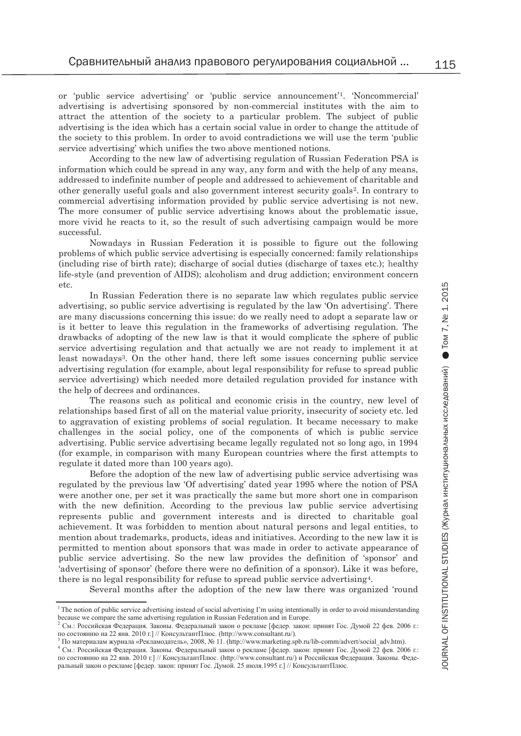or 'public service advertising' or 'public service announcement'[1]. 'Noncommercial' advertising is advertising sponsored by non-commercial institutes with the aim to attract the attention of the society to a particular problem. The subject of public advertising is the idea which has a certain social value in order to change the attitude of the society to this problem. In order to avoid contradictions we will use the term 'public service advertising' which unifies the two above mentioned notions.

According to the new law of advertising regulation of Russian Federation PSA is information which could be spread in any way, any form and with the help of any means, addressed to indefinite number of people and addressed to achievement of charitable and other generally useful goals and also government interest security goals[2]. In contrary to commercial advertising information provided by public service advertising is not new. The more consumer of public service advertising knows about the problematic issue, more vivid he reacts to it, so the result of such advertising campaign would be more successful.

Nowadays in Russian Federation it is possible to figure out the following problems of which public service advertising is especially concerned: family relationships (including rise of birth rate); discharge of social duties (discharge of taxes etc.); healthy life-style (and prevention of AIDS); alcoholism and drug addiction; environment concern etc.

In Russian Federation there is no separate law which regulates public service advertising, so public service advertising is regulated by the law 'On advertising'. There are many discussions concerning this issue: do we really need to adopt a separate law or is it better to leave this regulation in the frameworks of advertising regulation. The drawbacks of adopting of the new law is that it would complicate the sphere of public service advertising regulation and that actually we are not ready to implement it at least nowadays[3]. On the other hand, there left some issues concerning public service advertising regulation (for example, about legal responsibility for refuse to spread public service advertising) which needed more detailed regulation provided for instance with the help of decrees and ordinances.

The reasons such as political and economic crisis in the country, new level of relationships based first of all on the material value priority, insecurity of society etc. led to aggravation of existing problems of social regulation. It became necessary to make challenges in the social policy, one of the components of which is public service advertising. Public service advertising became legally regulated not so long ago, in 1994 (for example, in comparison with many European countries where the first attempts to regulate it dated more than 100 years ago).

Before the adoption of the new law of advertising public service advertising was regulated by the previous law 'Of advertising' dated year 1995 where the notion of PSA were another one, per set it was practically the same but more short one in comparison with the new definition. According to the previous law public service advertising represents public and government interests and is directed to charitable goal achievement. It was forbidden to mention about natural persons and legal entities, to mention about trademarks, products, ideas and initiatives. According to the new law it is permitted to mention about sponsors that was made in order to activate appearance of public service advertising. So the new law provides the definition of 'sponsor' and 'advertising of sponsor' (before there were no definition of a sponsor). Like it was before, there is no legal responsibility for refuse to spread public service advertising[4].

Several months after the adoption of the new law there was organized 'round

---

[1] The notion of public service advertising instead of social advertising I'm using intentionally in order to avoid misunderstanding because we compare the same advertising regulation in Russian Federation and in Europe.

[2] См.: Российская Федерация. Законы. Федеральный закон о рекламе [федер. закон: принят Гос. Думой 22 фев. 2006 г.: по состоянию на 22 янв. 2010 г.] // КонсультантПлюс. (http://www.consultant.ru/).

[3] По материалам журнала «Рекламодатель», 2008, № 11. (http://www.marketing.spb.ru/lib-comm/advert/social_adv.htm).

[4] См.: Российская Федерация. Законы. Федеральный закон о рекламе [федер. закон: принят Гос. Думой 22 фев. 2006 г.: по состоянию на 22 янв. 2010 г.] // КонсультантПлюс. (http://www.consultant.ru/) и Российская Федерация. Законы. Федеральный закон о рекламе [федер. закон: принят Гос. Думой. 25 июля.1995 г.] // КонсультантПлюс.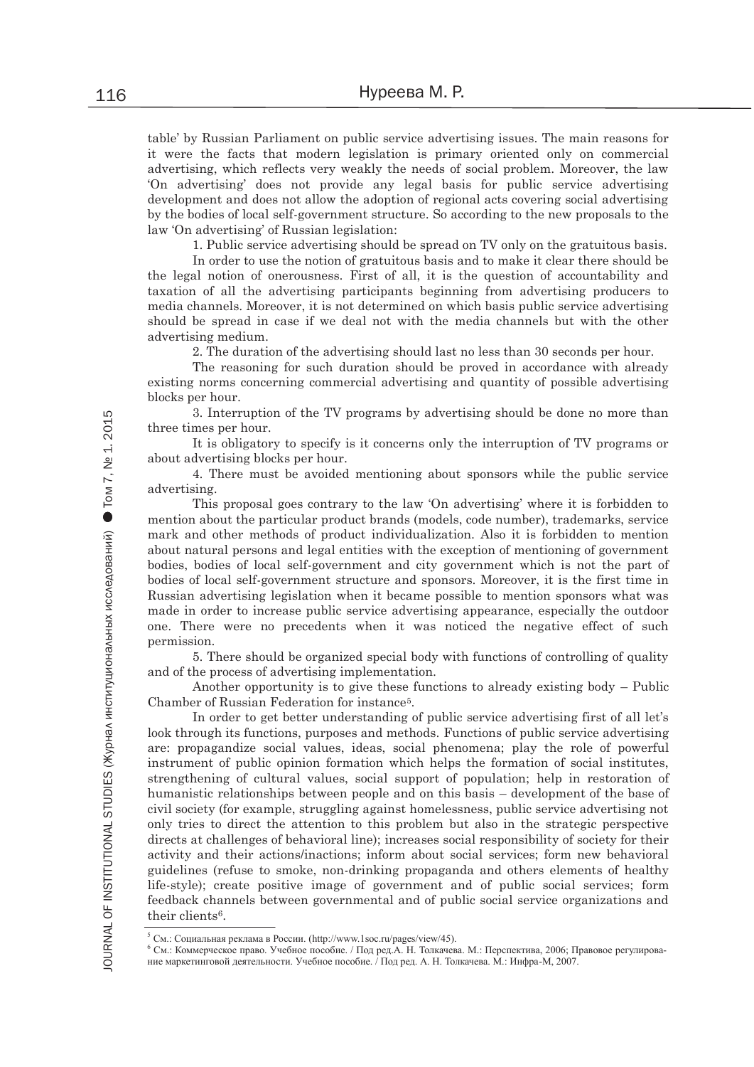table' by Russian Parliament on public service advertising issues. The main reasons for it were the facts that modern legislation is primary oriented only on commercial advertising, which reflects very weakly the needs of social problem. Moreover, the law 'On advertising' does not provide any legal basis for public service advertising development and does not allow the adoption of regional acts covering social advertising by the bodies of local self-government structure. So according to the new proposals to the law 'On advertising' of Russian legislation:

1. Public service advertising should be spread on TV only on the gratuitous basis.

In order to use the notion of gratuitous basis and to make it clear there should be the legal notion of onerousness. First of all, it is the question of accountability and taxation of all the advertising participants beginning from advertising producers to media channels. Moreover, it is not determined on which basis public service advertising should be spread in case if we deal not with the media channels but with the other advertising medium.

2. The duration of the advertising should last no less than 30 seconds per hour.

The reasoning for such duration should be proved in accordance with already existing norms concerning commercial advertising and quantity of possible advertising blocks per hour.

3. Interruption of the TV programs by advertising should be done no more than three times per hour.

It is obligatory to specify is it concerns only the interruption of TV programs or about advertising blocks per hour.

4. There must be avoided mentioning about sponsors while the public service advertising.

This proposal goes contrary to the law 'On advertising' where it is forbidden to mention about the particular product brands (models, code number), trademarks, service mark and other methods of product individualization. Also it is forbidden to mention about natural persons and legal entities with the exception of mentioning of government bodies, bodies of local self-government and city government which is not the part of bodies of local self-government structure and sponsors. Moreover, it is the first time in Russian advertising legislation when it became possible to mention sponsors what was made in order to increase public service advertising appearance, especially the outdoor one. There were no precedents when it was noticed the negative effect of such permission.

5. There should be organized special body with functions of controlling of quality and of the process of advertising implementation.

Another opportunity is to give these functions to already existing body – Public Chamber of Russian Federation for instance[5].

In order to get better understanding of public service advertising first of all let's look through its functions, purposes and methods. Functions of public service advertising are: propagandize social values, ideas, social phenomena; play the role of powerful instrument of public opinion formation which helps the formation of social institutes, strengthening of cultural values, social support of population; help in restoration of humanistic relationships between people and on this basis – development of the base of civil society (for example, struggling against homelessness, public service advertising not only tries to direct the attention to this problem but also in the strategic perspective directs at challenges of behavioral line); increases social responsibility of society for their activity and their actions/inactions; inform about social services; form new behavioral guidelines (refuse to smoke, non-drinking propaganda and others elements of healthy life-style); create positive image of government and of public social services; form feedback channels between governmental and of public social service organizations and their clients[6].

---

[5] См.: Социальная реклама в России. (http://www.1soc.ru/pages/view/45).

[6] См.: Коммерческое право. Учебное пособие. / Под ред.А. Н. Толкачева. М.: Перспектива, 2006; Правовое регулирование маркетинговой деятельности. Учебное пособие. / Под ред. А. Н. Толкачева. М.: Инфра-М, 2007.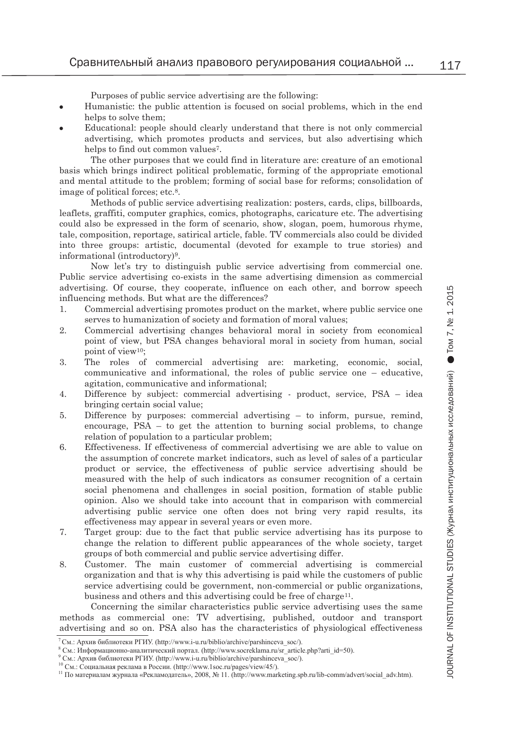Purposes of public service advertising are the following:

- Humanistic: the public attention is focused on social problems, which in the end helps to solve them;
- Educational: people should clearly understand that there is not only commercial advertising, which promotes products and services, but also advertising which helps to find out common values[7].

The other purposes that we could find in literature are: creature of an emotional basis which brings indirect political problematic, forming of the appropriate emotional and mental attitude to the problem; forming of social base for reforms; consolidation of image of political forces; etc.[8].

Methods of public service advertising realization: posters, cards, clips, billboards, leaflets, graffiti, computer graphics, comics, photographs, caricature etc. The advertising could also be expressed in the form of scenario, show, slogan, poem, humorous rhyme, tale, composition, reportage, satirical article, fable. TV commercials also could be divided into three groups: artistic, documental (devoted for example to true stories) and informational (introductory)[9].

Now let's try to distinguish public service advertising from commercial one. Public service advertising co-exists in the same advertising dimension as commercial advertising. Of course, they cooperate, influence on each other, and borrow speech influencing methods. But what are the differences?

1. Commercial advertising promotes product on the market, where public service one serves to humanization of society and formation of moral values;
2. Commercial advertising changes behavioral moral in society from economical point of view, but PSA changes behavioral moral in society from human, social point of view[10];
3. The roles of commercial advertising are: marketing, economic, social, communicative and informational, the roles of public service one – educative, agitation, communicative and informational;
4. Difference by subject: commercial advertising - product, service, PSA – idea bringing certain social value;
5. Difference by purposes: commercial advertising – to inform, pursue, remind, encourage, PSA – to get the attention to burning social problems, to change relation of population to a particular problem;
6. Effectiveness. If effectiveness of commercial advertising we are able to value on the assumption of concrete market indicators, such as level of sales of a particular product or service, the effectiveness of public service advertising should be measured with the help of such indicators as consumer recognition of a certain social phenomena and challenges in social position, formation of stable public opinion. Also we should take into account that in comparison with commercial advertising public service one often does not bring very rapid results, its effectiveness may appear in several years or even more.
7. Target group: due to the fact that public service advertising has its purpose to change the relation to different public appearances of the whole society, target groups of both commercial and public service advertising differ.
8. Customer. The main customer of commercial advertising is commercial organization and that is why this advertising is paid while the customers of public service advertising could be government, non-commercial or public organizations, business and others and this advertising could be free of charge[11].

Concerning the similar characteristics public service advertising uses the same methods as commercial one: TV advertising, published, outdoor and transport advertising and so on. PSA also has the characteristics of physiological effectiveness

---

[7] См.: Архив библиотеки РГИУ. (http://www.i-u.ru/biblio/archive/parshinceva_soc/).

[8] См.: Информационно-аналитический портал. (http://www.socreklama.ru/sr_article.php?arti_id=50).

[9] См.: Архив библиотеки РГИУ. (http://www.i-u.ru/biblio/archive/parshinceva_soc/).

[10] См.: Социальная реклама в России. (http://www.1soc.ru/pages/view/45/).

[11] По материалам журнала «Рекламодатель», 2008, № 11. (http://www.marketing.spb.ru/lib-comm/advert/social_adv.htm).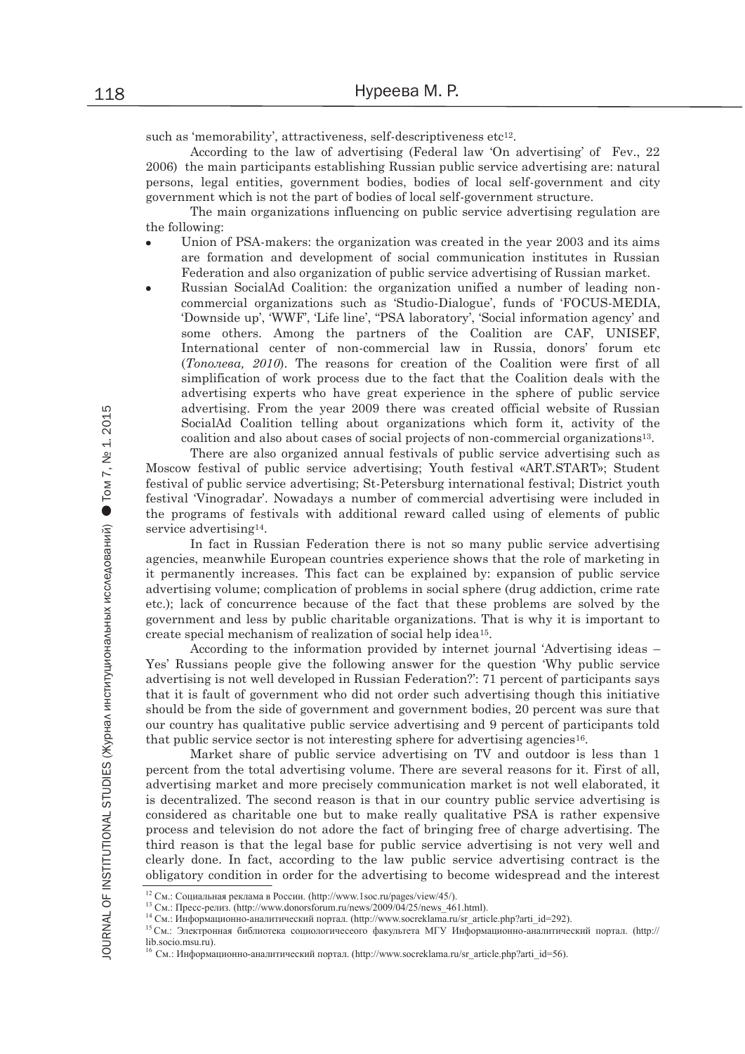such as 'memorability', attractiveness, self-descriptiveness etc[12].

According to the law of advertising (Federal law 'On advertising' of Fev., 22 2006) the main participants establishing Russian public service advertising are: natural persons, legal entities, government bodies, bodies of local self-government and city government which is not the part of bodies of local self-government structure.

The main organizations influencing on public service advertising regulation are the following:

- Union of PSA-makers: the organization was created in the year 2003 and its aims are formation and development of social communication institutes in Russian Federation and also organization of public service advertising of Russian market.
- Russian SocialAd Coalition: the organization unified a number of leading non-commercial organizations such as 'Studio-Dialogue', funds of 'FOCUS-MEDIA, 'Downside up', 'WWF', 'Life line', "PSA laboratory", 'Social information agency' and some others. Among the partners of the Coalition are CAF, UNISEF, International center of non-commercial law in Russia, donors' forum etc (*Тополева, 2010*). The reasons for creation of the Coalition were first of all simplification of work process due to the fact that the Coalition deals with the advertising experts who have great experience in the sphere of public service advertising. From the year 2009 there was created official website of Russian SocialAd Coalition telling about organizations which form it, activity of the coalition and also about cases of social projects of non-commercial organizations[13].

There are also organized annual festivals of public service advertising such as Moscow festival of public service advertising; Youth festival «ART.START»; Student festival of public service advertising; St-Petersburg international festival; District youth festival 'Vinogradar'. Nowadays a number of commercial advertising were included in the programs of festivals with additional reward called using of elements of public service advertising[14].

In fact in Russian Federation there is not so many public service advertising agencies, meanwhile European countries experience shows that the role of marketing in it permanently increases. This fact can be explained by: expansion of public service advertising volume; complication of problems in social sphere (drug addiction, crime rate etc.); lack of concurrence because of the fact that these problems are solved by the government and less by public charitable organizations. That is why it is important to create special mechanism of realization of social help idea[15].

According to the information provided by internet journal 'Advertising ideas – Yes' Russians people give the following answer for the question 'Why public service advertising is not well developed in Russian Federation?': 71 percent of participants says that it is fault of government who did not order such advertising though this initiative should be from the side of government and government bodies, 20 percent was sure that our country has qualitative public service advertising and 9 percent of participants told that public service sector is not interesting sphere for advertising agencies[16].

Market share of public service advertising on TV and outdoor is less than 1 percent from the total advertising volume. There are several reasons for it. First of all, advertising market and more precisely communication market is not well elaborated, it is decentralized. The second reason is that in our country public service advertising is considered as charitable one but to make really qualitative PSA is rather expensive process and television do not adore the fact of bringing free of charge advertising. The third reason is that the legal base for public service advertising is not very well and clearly done. In fact, according to the law public service advertising contract is the obligatory condition in order for the advertising to become widespread and the interest

---

[12] См.: Социальная реклама в России. (http://www.1soc.ru/pages/view/45/).

[13] См.: Пресс-релиз. (http://www.donorsforum.ru/news/2009/04/25/news_461.html).

[14] См.: Информационно-аналитический портал. (http://www.socreklama.ru/sr_article.php?arti_id=292).

[15] См.: Электронная библиотека социологичесеого факультета МГУ Информационно-аналитический портал. (http://lib.socio.msu.ru).

[16] См.: Информационно-аналитический портал. (http://www.socreklama.ru/sr_article.php?arti_id=56).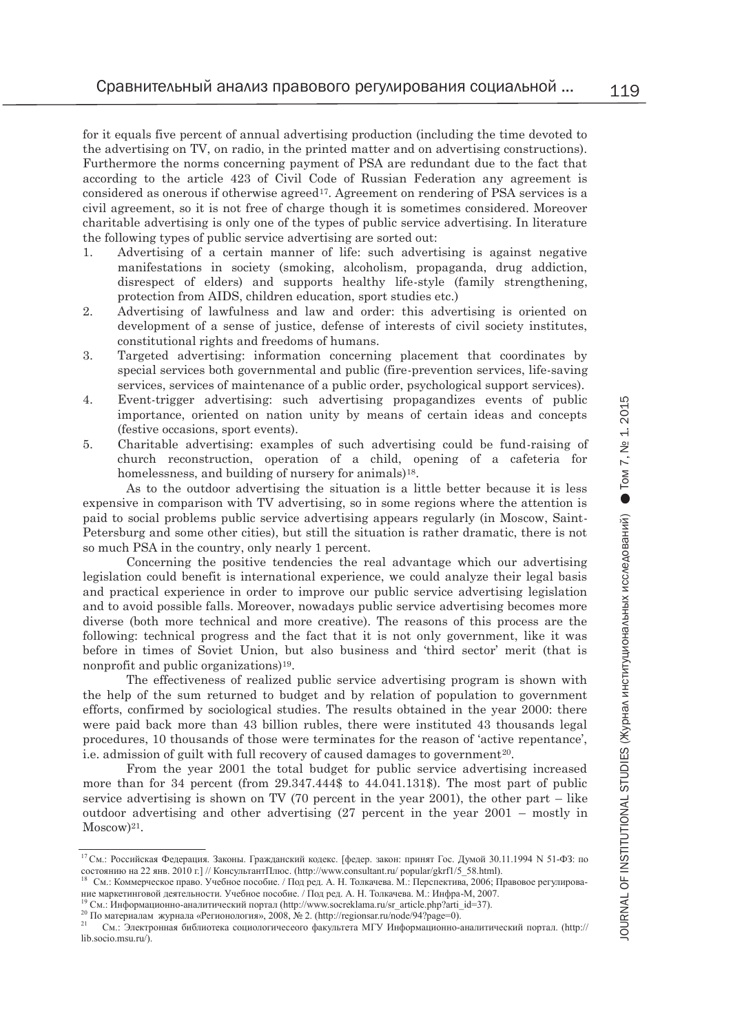for it equals five percent of annual advertising production (including the time devoted to the advertising on TV, on radio, in the printed matter and on advertising constructions). Furthermore the norms concerning payment of PSA are redundant due to the fact that according to the article 423 of Civil Code of Russian Federation any agreement is considered as onerous if otherwise agreed[17]. Agreement on rendering of PSA services is a civil agreement, so it is not free of charge though it is sometimes considered. Moreover charitable advertising is only one of the types of public service advertising. In literature the following types of public service advertising are sorted out:

1. Advertising of a certain manner of life: such advertising is against negative manifestations in society (smoking, alcoholism, propaganda, drug addiction, disrespect of elders) and supports healthy life-style (family strengthening, protection from AIDS, children education, sport studies etc.)
2. Advertising of lawfulness and law and order: this advertising is oriented on development of a sense of justice, defense of interests of civil society institutes, constitutional rights and freedoms of humans.
3. Targeted advertising: information concerning placement that coordinates by special services both governmental and public (fire-prevention services, life-saving services, services of maintenance of a public order, psychological support services).
4. Event-trigger advertising: such advertising propagandizes events of public importance, oriented on nation unity by means of certain ideas and concepts (festive occasions, sport events).
5. Charitable advertising: examples of such advertising could be fund-raising of church reconstruction, operation of a child, opening of a cafeteria for homelessness, and building of nursery for animals)[18].

As to the outdoor advertising the situation is a little better because it is less expensive in comparison with TV advertising, so in some regions where the attention is paid to social problems public service advertising appears regularly (in Moscow, Saint-Petersburg and some other cities), but still the situation is rather dramatic, there is not so much PSA in the country, only nearly 1 percent.

Concerning the positive tendencies the real advantage which our advertising legislation could benefit is international experience, we could analyze their legal basis and practical experience in order to improve our public service advertising legislation and to avoid possible falls. Moreover, nowadays public service advertising becomes more diverse (both more technical and more creative). The reasons of this process are the following: technical progress and the fact that it is not only government, like it was before in times of Soviet Union, but also business and 'third sector' merit (that is nonprofit and public organizations)[19].

The effectiveness of realized public service advertising program is shown with the help of the sum returned to budget and by relation of population to government efforts, confirmed by sociological studies. The results obtained in the year 2000: there were paid back more than 43 billion rubles, there were instituted 43 thousands legal procedures, 10 thousands of those were terminates for the reason of 'active repentance', i.e. admission of guilt with full recovery of caused damages to government[20].

From the year 2001 the total budget for public service advertising increased more than for 34 percent (from 29.347.444$ to 44.041.131$). The most part of public service advertising is shown on TV (70 percent in the year 2001), the other part – like outdoor advertising and other advertising (27 percent in the year 2001 – mostly in Moscow)[21].

---

[17] См.: Российская Федерация. Законы. Гражданский кодекс. [федер. закон: принят Гос. Думой 30.11.1994 N 51-ФЗ: по состоянию на 22 янв. 2010 г.] // КонсультантПлюс. (http://www.consultant.ru/ popular/gkrf1/5_58.html).

[18] См.: Коммерческое право. Учебное пособие. / Под ред. А. Н. Толкачева. М.: Перспектива, 2006; Правовое регулирование маркетинговой деятельности. Учебное пособие. / Под ред. А. Н. Толкачева. М.: Инфра-М, 2007.

[19] См.: Информационно-аналитический портал (http://www.socreklama.ru/sr_article.php?arti_id=37).

[20] По материалам журнала «Регионология», 2008, № 2. (http://regionsar.ru/node/94?page=0).

[21] См.: Электронная библиотека социологичесеого факультета МГУ Информационно-аналитический портал. (http://lib.socio.msu.ru/).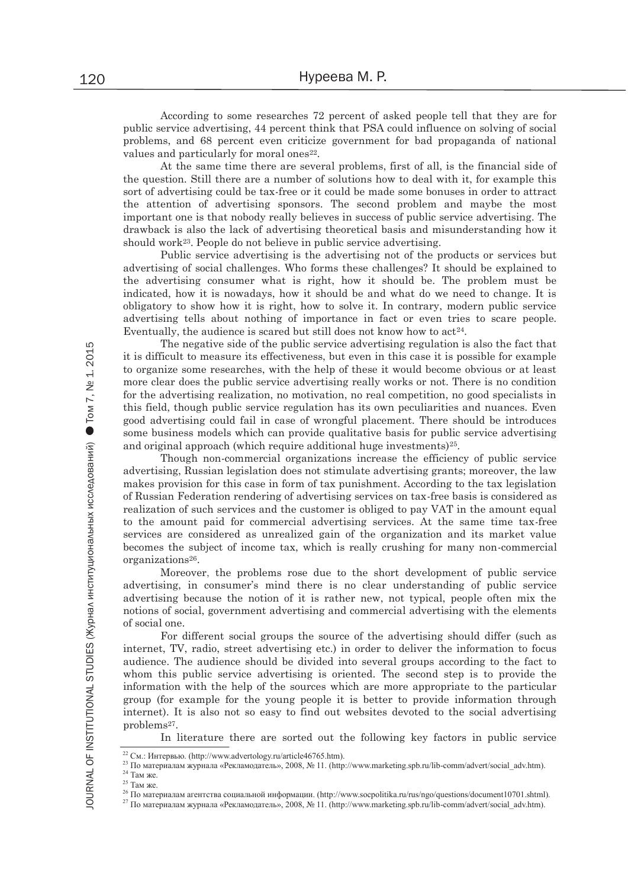According to some researches 72 percent of asked people tell that they are for public service advertising, 44 percent think that PSA could influence on solving of social problems, and 68 percent even criticize government for bad propaganda of national values and particularly for moral ones[22].

At the same time there are several problems, first of all, is the financial side of the question. Still there are a number of solutions how to deal with it, for example this sort of advertising could be tax-free or it could be made some bonuses in order to attract the attention of advertising sponsors. The second problem and maybe the most important one is that nobody really believes in success of public service advertising. The drawback is also the lack of advertising theoretical basis and misunderstanding how it should work[23]. People do not believe in public service advertising.

Public service advertising is the advertising not of the products or services but advertising of social challenges. Who forms these challenges? It should be explained to the advertising consumer what is right, how it should be. The problem must be indicated, how it is nowadays, how it should be and what do we need to change. It is obligatory to show how it is right, how to solve it. In contrary, modern public service advertising tells about nothing of importance in fact or even tries to scare people. Eventually, the audience is scared but still does not know how to act[24].

The negative side of the public service advertising regulation is also the fact that it is difficult to measure its effectiveness, but even in this case it is possible for example to organize some researches, with the help of these it would become obvious or at least more clear does the public service advertising really works or not. There is no condition for the advertising realization, no motivation, no real competition, no good specialists in this field, though public service regulation has its own peculiarities and nuances. Even good advertising could fail in case of wrongful placement. There should be introduces some business models which can provide qualitative basis for public service advertising and original approach (which require additional huge investments)[25].

Though non-commercial organizations increase the efficiency of public service advertising, Russian legislation does not stimulate advertising grants; moreover, the law makes provision for this case in form of tax punishment. According to the tax legislation of Russian Federation rendering of advertising services on tax-free basis is considered as realization of such services and the customer is obliged to pay VAT in the amount equal to the amount paid for commercial advertising services. At the same time tax-free services are considered as unrealized gain of the organization and its market value becomes the subject of income tax, which is really crushing for many non-commercial organizations[26].

Moreover, the problems rose due to the short development of public service advertising, in consumer's mind there is no clear understanding of public service advertising because the notion of it is rather new, not typical, people often mix the notions of social, government advertising and commercial advertising with the elements of social one.

For different social groups the source of the advertising should differ (such as internet, TV, radio, street advertising etc.) in order to deliver the information to focus audience. The audience should be divided into several groups according to the fact to whom this public service advertising is oriented. The second step is to provide the information with the help of the sources which are more appropriate to the particular group (for example for the young people it is better to provide information through internet). It is also not so easy to find out websites devoted to the social advertising problems[27].

In literature there are sorted out the following key factors in public service

---

[22] См.: Интервью. (http://www.advertology.ru/article46765.htm).

[23] По материалам журнала «Рекламодатель», 2008, № 11. (http://www.marketing.spb.ru/lib-comm/advert/social_adv.htm).

[24] Там же.

[25] Там же.

[26] По материалам агентства социальной информации. (http://www.socpolitika.ru/rus/ngo/questions/document10701.shtml).

[27] По материалам журнала «Рекламодатель», 2008, № 11. (http://www.marketing.spb.ru/lib-comm/advert/social_adv.htm).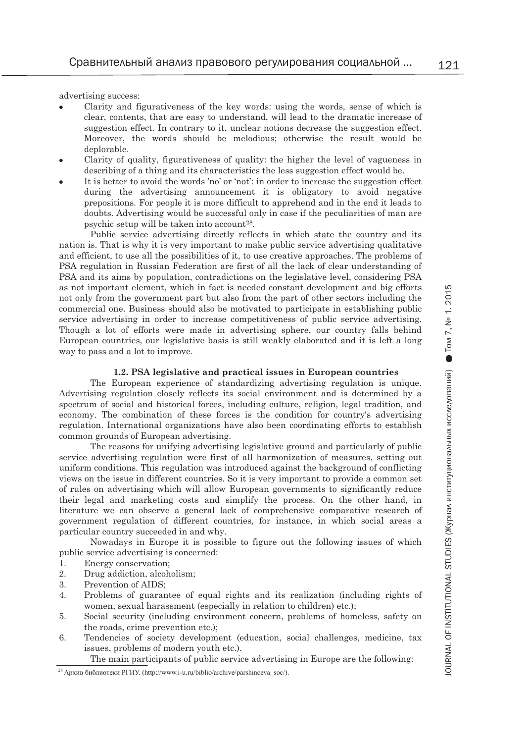advertising success:

- Clarity and figurativeness of the key words: using the words, sense of which is clear, contents, that are easy to understand, will lead to the dramatic increase of suggestion effect. In contrary to it, unclear notions decrease the suggestion effect. Moreover, the words should be melodious; otherwise the result would be deplorable.
- Clarity of quality, figurativeness of quality: the higher the level of vagueness in describing of a thing and its characteristics the less suggestion effect would be.
- It is better to avoid the words 'no' or 'not': in order to increase the suggestion effect during the advertising announcement it is obligatory to avoid negative prepositions. For people it is more difficult to apprehend and in the end it leads to doubts. Advertising would be successful only in case if the peculiarities of man are psychic setup will be taken into account[28].

Public service advertising directly reflects in which state the country and its nation is. That is why it is very important to make public service advertising qualitative and efficient, to use all the possibilities of it, to use creative approaches. The problems of PSA regulation in Russian Federation are first of all the lack of clear understanding of PSA and its aims by population, contradictions on the legislative level, considering PSA as not important element, which in fact is needed constant development and big efforts not only from the government part but also from the part of other sectors including the commercial one. Business should also be motivated to participate in establishing public service advertising in order to increase competitiveness of public service advertising. Though a lot of efforts were made in advertising sphere, our country falls behind European countries, our legislative basis is still weakly elaborated and it is left a long way to pass and a lot to improve.

### 1.2. PSA legislative and practical issues in European countries

The European experience of standardizing advertising regulation is unique. Advertising regulation closely reflects its social environment and is determined by a spectrum of social and historical forces, including culture, religion, legal tradition, and economy. The combination of these forces is the condition for country's advertising regulation. International organizations have also been coordinating efforts to establish common grounds of European advertising.

The reasons for unifying advertising legislative ground and particularly of public service advertising regulation were first of all harmonization of measures, setting out uniform conditions. This regulation was introduced against the background of conflicting views on the issue in different countries. So it is very important to provide a common set of rules on advertising which will allow European governments to significantly reduce their legal and marketing costs and simplify the process. On the other hand, in literature we can observe a general lack of comprehensive comparative research of government regulation of different countries, for instance, in which social areas a particular country succeeded in and why.

Nowadays in Europe it is possible to figure out the following issues of which public service advertising is concerned:

1. Energy conservation;
2. Drug addiction, alcoholism;
3. Prevention of AIDS;
4. Problems of guarantee of equal rights and its realization (including rights of women, sexual harassment (especially in relation to children) etc.);
5. Social security (including environment concern, problems of homeless, safety on the roads, crime prevention etc.);
6. Tendencies of society development (education, social challenges, medicine, tax issues, problems of modern youth etc.).

The main participants of public service advertising in Europe are the following:

[28] Архив библиотеки РГИУ. (http://www.i-u.ru/biblio/archive/parshinceva_soc/).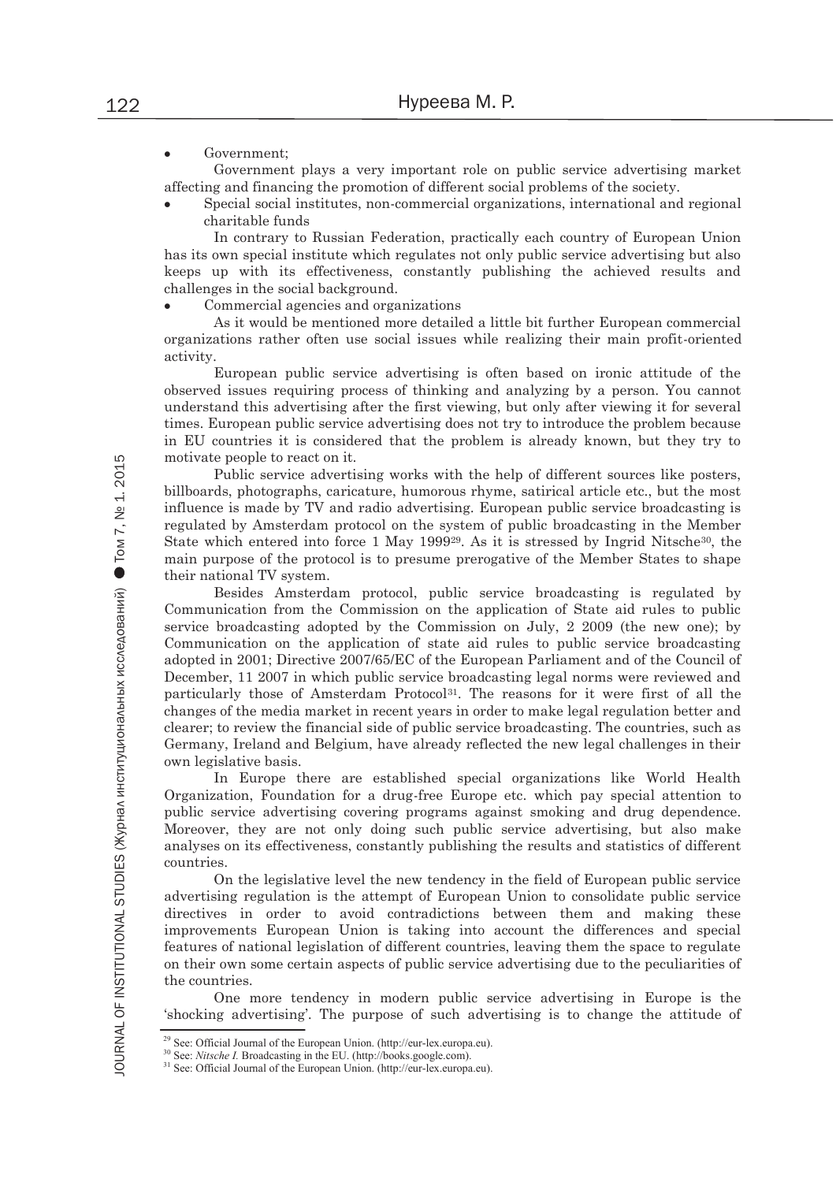- Government;

Government plays a very important role on public service advertising market affecting and financing the promotion of different social problems of the society.

- Special social institutes, non-commercial organizations, international and regional charitable funds

In contrary to Russian Federation, practically each country of European Union has its own special institute which regulates not only public service advertising but also keeps up with its effectiveness, constantly publishing the achieved results and challenges in the social background.

- Commercial agencies and organizations

As it would be mentioned more detailed a little bit further European commercial organizations rather often use social issues while realizing their main profit-oriented activity.

European public service advertising is often based on ironic attitude of the observed issues requiring process of thinking and analyzing by a person. You cannot understand this advertising after the first viewing, but only after viewing it for several times. European public service advertising does not try to introduce the problem because in EU countries it is considered that the problem is already known, but they try to motivate people to react on it.

Public service advertising works with the help of different sources like posters, billboards, photographs, caricature, humorous rhyme, satirical article etc., but the most influence is made by TV and radio advertising. European public service broadcasting is regulated by Amsterdam protocol on the system of public broadcasting in the Member State which entered into force 1 May 1999[29]. As it is stressed by Ingrid Nitsche[30], the main purpose of the protocol is to presume prerogative of the Member States to shape their national TV system.

Besides Amsterdam protocol, public service broadcasting is regulated by Communication from the Commission on the application of State aid rules to public service broadcasting adopted by the Commission on July, 2 2009 (the new one); by Communication on the application of state aid rules to public service broadcasting adopted in 2001; Directive 2007/65/EC of the European Parliament and of the Council of December, 11 2007 in which public service broadcasting legal norms were reviewed and particularly those of Amsterdam Protocol[31]. The reasons for it were first of all the changes of the media market in recent years in order to make legal regulation better and clearer; to review the financial side of public service broadcasting. The countries, such as Germany, Ireland and Belgium, have already reflected the new legal challenges in their own legislative basis.

In Europe there are established special organizations like World Health Organization, Foundation for a drug-free Europe etc. which pay special attention to public service advertising covering programs against smoking and drug dependence. Moreover, they are not only doing such public service advertising, but also make analyses on its effectiveness, constantly publishing the results and statistics of different countries.

On the legislative level the new tendency in the field of European public service advertising regulation is the attempt of European Union to consolidate public service directives in order to avoid contradictions between them and making these improvements European Union is taking into account the differences and special features of national legislation of different countries, leaving them the space to regulate on their own some certain aspects of public service advertising due to the peculiarities of the countries.

One more tendency in modern public service advertising in Europe is the 'shocking advertising'. The purpose of such advertising is to change the attitude of

---

[29] See: Official Journal of the European Union. (http://eur-lex.europa.eu).

[30] See: *Nitsche I.* Broadcasting in the EU. (http://books.google.com).

[31] See: Official Journal of the European Union. (http://eur-lex.europa.eu).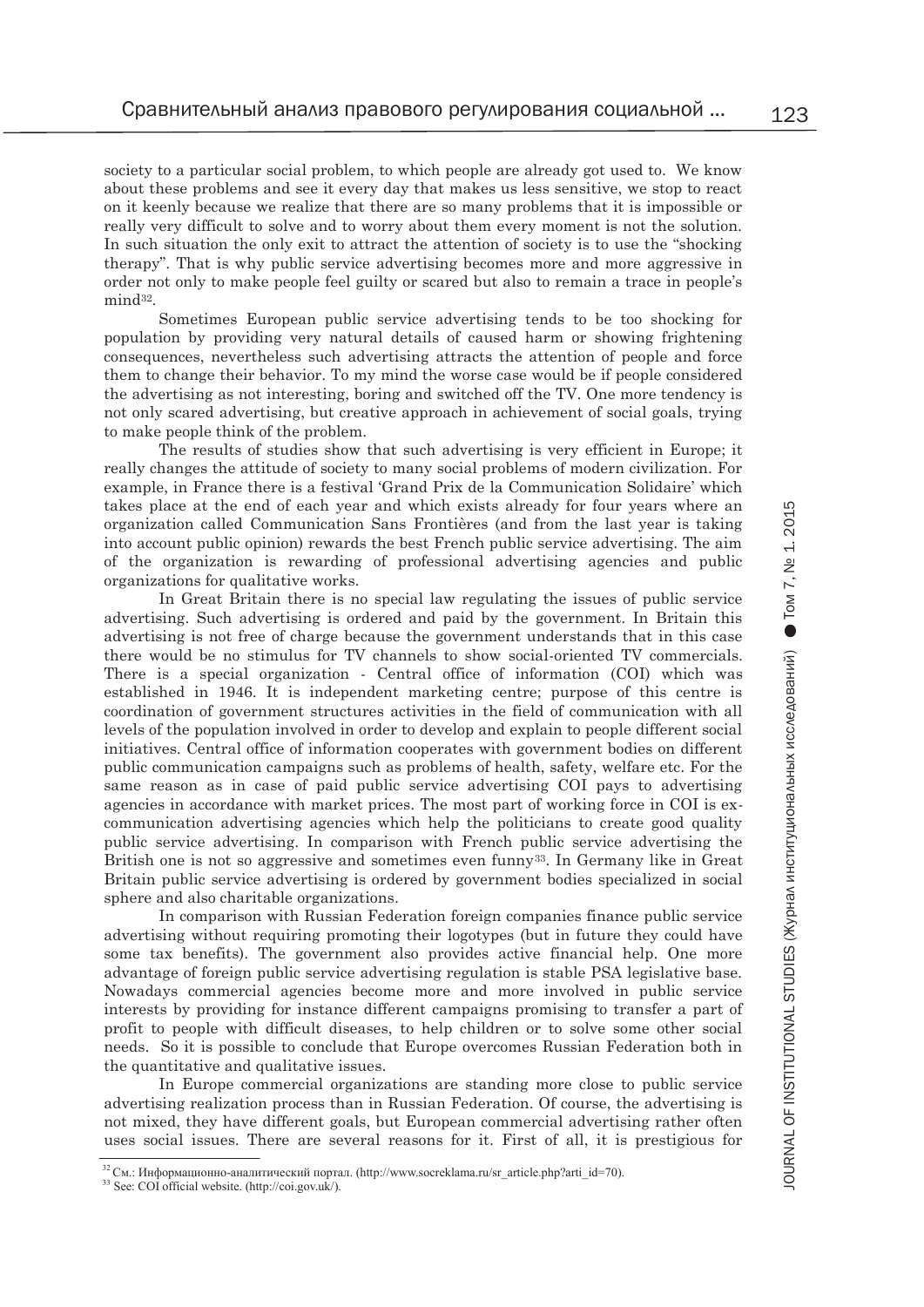society to a particular social problem, to which people are already got used to. We know about these problems and see it every day that makes us less sensitive, we stop to react on it keenly because we realize that there are so many problems that it is impossible or really very difficult to solve and to worry about them every moment is not the solution. In such situation the only exit to attract the attention of society is to use the "shocking therapy". That is why public service advertising becomes more and more aggressive in order not only to make people feel guilty or scared but also to remain a trace in people's mind[32].

Sometimes European public service advertising tends to be too shocking for population by providing very natural details of caused harm or showing frightening consequences, nevertheless such advertising attracts the attention of people and force them to change their behavior. To my mind the worse case would be if people considered the advertising as not interesting, boring and switched off the TV. One more tendency is not only scared advertising, but creative approach in achievement of social goals, trying to make people think of the problem.

The results of studies show that such advertising is very efficient in Europe; it really changes the attitude of society to many social problems of modern civilization. For example, in France there is a festival 'Grand Prix de la Communication Solidaire' which takes place at the end of each year and which exists already for four years where an organization called Communication Sans Frontières (and from the last year is taking into account public opinion) rewards the best French public service advertising. The aim of the organization is rewarding of professional advertising agencies and public organizations for qualitative works.

In Great Britain there is no special law regulating the issues of public service advertising. Such advertising is ordered and paid by the government. In Britain this advertising is not free of charge because the government understands that in this case there would be no stimulus for TV channels to show social-oriented TV commercials. There is a special organization - Central office of information (COI) which was established in 1946. It is independent marketing centre; purpose of this centre is coordination of government structures activities in the field of communication with all levels of the population involved in order to develop and explain to people different social initiatives. Central office of information cooperates with government bodies on different public communication campaigns such as problems of health, safety, welfare etc. For the same reason as in case of paid public service advertising COI pays to advertising agencies in accordance with market prices. The most part of working force in COI is ex-communication advertising agencies which help the politicians to create good quality public service advertising. In comparison with French public service advertising the British one is not so aggressive and sometimes even funny[33]. In Germany like in Great Britain public service advertising is ordered by government bodies specialized in social sphere and also charitable organizations.

In comparison with Russian Federation foreign companies finance public service advertising without requiring promoting their logotypes (but in future they could have some tax benefits). The government also provides active financial help. One more advantage of foreign public service advertising regulation is stable PSA legislative base. Nowadays commercial agencies become more and more involved in public service interests by providing for instance different campaigns promising to transfer a part of profit to people with difficult diseases, to help children or to solve some other social needs. So it is possible to conclude that Europe overcomes Russian Federation both in the quantitative and qualitative issues.

In Europe commercial organizations are standing more close to public service advertising realization process than in Russian Federation. Of course, the advertising is not mixed, they have different goals, but European commercial advertising rather often uses social issues. There are several reasons for it. First of all, it is prestigious for

---

[32] См.: Информационно-аналитический портал. (http://www.socreklama.ru/sr_article.php?arti_id=70).

[33] See: COI official website. (http://coi.gov.uk/).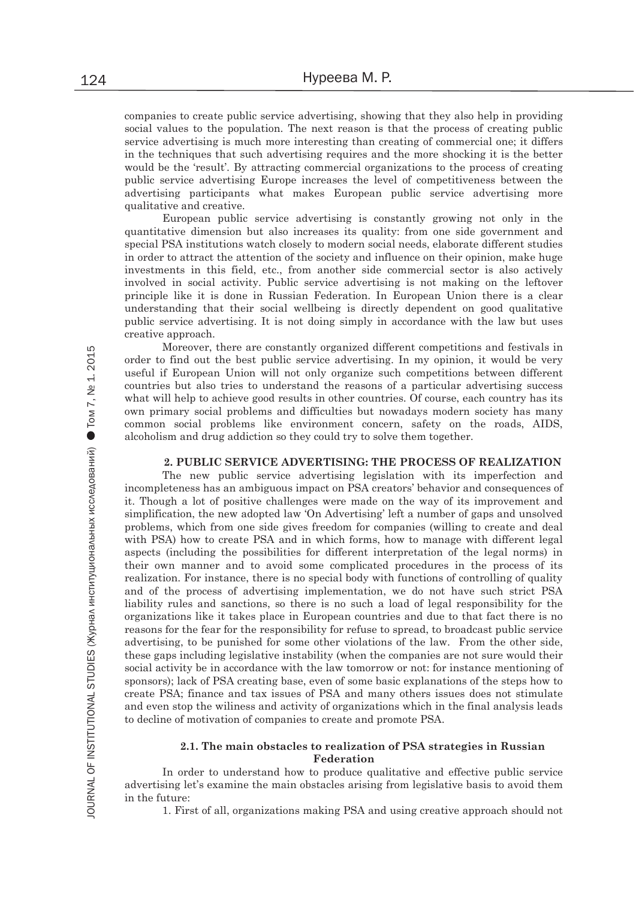companies to create public service advertising, showing that they also help in providing social values to the population. The next reason is that the process of creating public service advertising is much more interesting than creating of commercial one; it differs in the techniques that such advertising requires and the more shocking it is the better would be the 'result'. By attracting commercial organizations to the process of creating public service advertising Europe increases the level of competitiveness between the advertising participants what makes European public service advertising more qualitative and creative.

European public service advertising is constantly growing not only in the quantitative dimension but also increases its quality: from one side government and special PSA institutions watch closely to modern social needs, elaborate different studies in order to attract the attention of the society and influence on their opinion, make huge investments in this field, etc., from another side commercial sector is also actively involved in social activity. Public service advertising is not making on the leftover principle like it is done in Russian Federation. In European Union there is a clear understanding that their social wellbeing is directly dependent on good qualitative public service advertising. It is not doing simply in accordance with the law but uses creative approach.

Moreover, there are constantly organized different competitions and festivals in order to find out the best public service advertising. In my opinion, it would be very useful if European Union will not only organize such competitions between different countries but also tries to understand the reasons of a particular advertising success what will help to achieve good results in other countries. Of course, each country has its own primary social problems and difficulties but nowadays modern society has many common social problems like environment concern, safety on the roads, AIDS, alcoholism and drug addiction so they could try to solve them together.

## 2. PUBLIC SERVICE ADVERTISING: THE PROCESS OF REALIZATION

The new public service advertising legislation with its imperfection and incompleteness has an ambiguous impact on PSA creators' behavior and consequences of it. Though a lot of positive challenges were made on the way of its improvement and simplification, the new adopted law 'On Advertising' left a number of gaps and unsolved problems, which from one side gives freedom for companies (willing to create and deal with PSA) how to create PSA and in which forms, how to manage with different legal aspects (including the possibilities for different interpretation of the legal norms) in their own manner and to avoid some complicated procedures in the process of its realization. For instance, there is no special body with functions of controlling of quality and of the process of advertising implementation, we do not have such strict PSA liability rules and sanctions, so there is no such a load of legal responsibility for the organizations like it takes place in European countries and due to that fact there is no reasons for the fear for the responsibility for refuse to spread, to broadcast public service advertising, to be punished for some other violations of the law. From the other side, these gaps including legislative instability (when the companies are not sure would their social activity be in accordance with the law tomorrow or not: for instance mentioning of sponsors); lack of PSA creating base, even of some basic explanations of the steps how to create PSA; finance and tax issues of PSA and many others issues does not stimulate and even stop the wiliness and activity of organizations which in the final analysis leads to decline of motivation of companies to create and promote PSA.

### 2.1. The main obstacles to realization of PSA strategies in Russian Federation

In order to understand how to produce qualitative and effective public service advertising let's examine the main obstacles arising from legislative basis to avoid them in the future:

1. First of all, organizations making PSA and using creative approach should not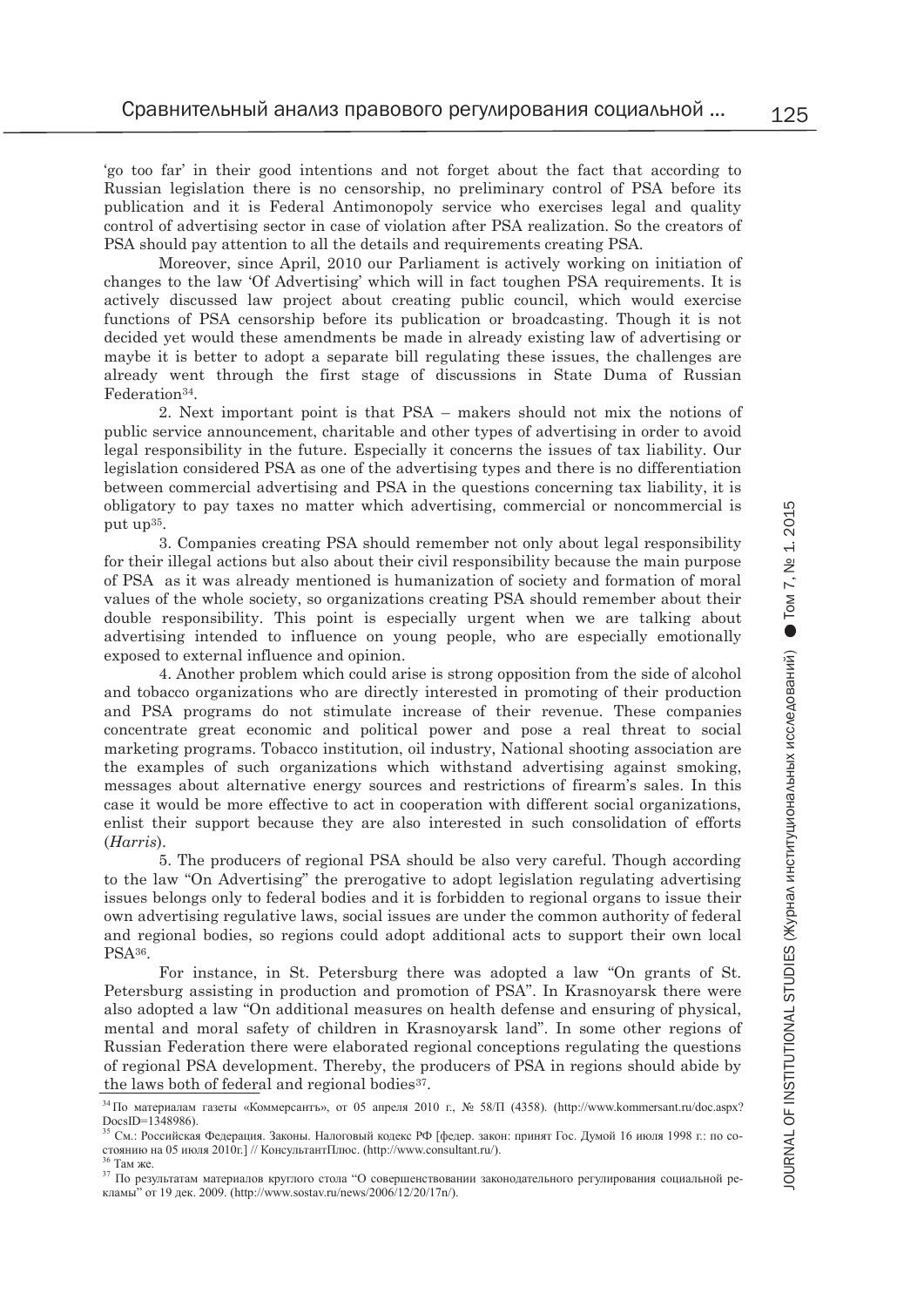'go too far' in their good intentions and not forget about the fact that according to Russian legislation there is no censorship, no preliminary control of PSA before its publication and it is Federal Antimonopoly service who exercises legal and quality control of advertising sector in case of violation after PSA realization. So the creators of PSA should pay attention to all the details and requirements creating PSA.

Moreover, since April, 2010 our Parliament is actively working on initiation of changes to the law 'Of Advertising' which will in fact toughen PSA requirements. It is actively discussed law project about creating public council, which would exercise functions of PSA censorship before its publication or broadcasting. Though it is not decided yet would these amendments be made in already existing law of advertising or maybe it is better to adopt a separate bill regulating these issues, the challenges are already went through the first stage of discussions in State Duma of Russian Federation[34].

2. Next important point is that PSA – makers should not mix the notions of public service announcement, charitable and other types of advertising in order to avoid legal responsibility in the future. Especially it concerns the issues of tax liability. Our legislation considered PSA as one of the advertising types and there is no differentiation between commercial advertising and PSA in the questions concerning tax liability, it is obligatory to pay taxes no matter which advertising, commercial or noncommercial is put up[35].

3. Companies creating PSA should remember not only about legal responsibility for their illegal actions but also about their civil responsibility because the main purpose of PSA as it was already mentioned is humanization of society and formation of moral values of the whole society, so organizations creating PSA should remember about their double responsibility. This point is especially urgent when we are talking about advertising intended to influence on young people, who are especially emotionally exposed to external influence and opinion.

4. Another problem which could arise is strong opposition from the side of alcohol and tobacco organizations who are directly interested in promoting of their production and PSA programs do not stimulate increase of their revenue. These companies concentrate great economic and political power and pose a real threat to social marketing programs. Tobacco institution, oil industry, National shooting association are the examples of such organizations which withstand advertising against smoking, messages about alternative energy sources and restrictions of firearm's sales. In this case it would be more effective to act in cooperation with different social organizations, enlist their support because they are also interested in such consolidation of efforts (*Harris*).

5. The producers of regional PSA should be also very careful. Though according to the law "On Advertising" the prerogative to adopt legislation regulating advertising issues belongs only to federal bodies and it is forbidden to regional organs to issue their own advertising regulative laws, social issues are under the common authority of federal and regional bodies, so regions could adopt additional acts to support their own local PSA[36].

For instance, in St. Petersburg there was adopted a law "On grants of St. Petersburg assisting in production and promotion of PSA". In Krasnoyarsk there were also adopted a law "On additional measures on health defense and ensuring of physical, mental and moral safety of children in Krasnoyarsk land". In some other regions of Russian Federation there were elaborated regional conceptions regulating the questions of regional PSA development. Thereby, the producers of PSA in regions should abide by the laws both of federal and regional bodies[37].

---

[34] По материалам газеты «Коммерсантъ», от 05 апреля 2010 г., № 58/П (4358). (http://www.kommersant.ru/doc.aspx?DocsID=1348986).

[35] См.: Российская Федерация. Законы. Налоговый кодекс РФ [федер. закон: принят Гос. Думой 16 июля 1998 г.: по состоянию на 05 июля 2010г.] // КонсультантПлюс. (http://www.consultant.ru/).

[36] Там же.

[37] По результатам материалов круглого стола "О совершенствовании законодательного регулирования социальной рекламы" от 19 дек. 2009. (http://www.sostav.ru/news/2006/12/20/17n/).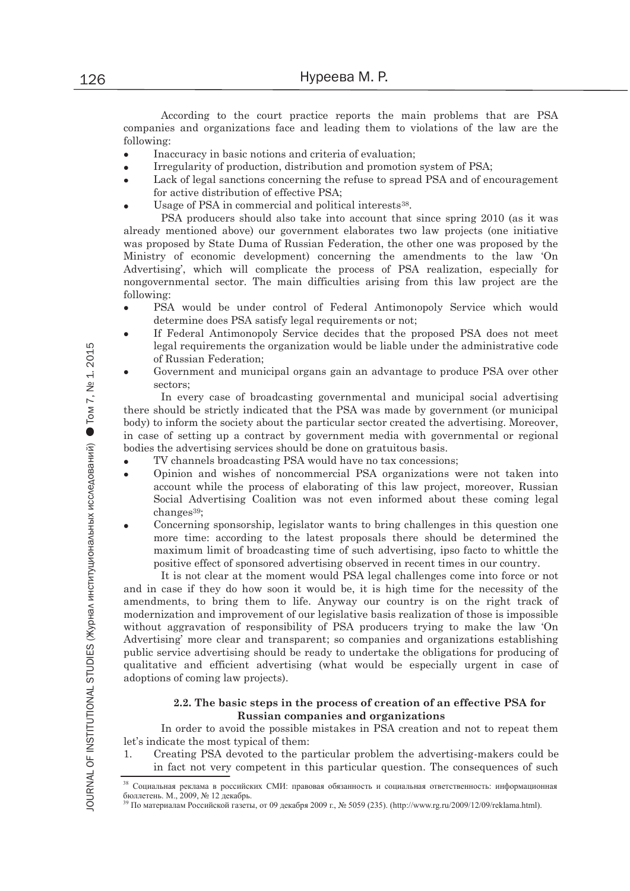According to the court practice reports the main problems that are PSA companies and organizations face and leading them to violations of the law are the following:

- Inaccuracy in basic notions and criteria of evaluation;
- Irregularity of production, distribution and promotion system of PSA;
- Lack of legal sanctions concerning the refuse to spread PSA and of encouragement for active distribution of effective PSA;
- Usage of PSA in commercial and political interests[38].

PSA producers should also take into account that since spring 2010 (as it was already mentioned above) our government elaborates two law projects (one initiative was proposed by State Duma of Russian Federation, the other one was proposed by the Ministry of economic development) concerning the amendments to the law 'On Advertising', which will complicate the process of PSA realization, especially for nongovernmental sector. The main difficulties arising from this law project are the following:

- PSA would be under control of Federal Antimonopoly Service which would determine does PSA satisfy legal requirements or not;
- If Federal Antimonopoly Service decides that the proposed PSA does not meet legal requirements the organization would be liable under the administrative code of Russian Federation;
- Government and municipal organs gain an advantage to produce PSA over other sectors;

In every case of broadcasting governmental and municipal social advertising there should be strictly indicated that the PSA was made by government (or municipal body) to inform the society about the particular sector created the advertising. Moreover, in case of setting up a contract by government media with governmental or regional bodies the advertising services should be done on gratuitous basis.

- TV channels broadcasting PSA would have no tax concessions;
- Opinion and wishes of noncommercial PSA organizations were not taken into account while the process of elaborating of this law project, moreover, Russian Social Advertising Coalition was not even informed about these coming legal changes[39];
- Concerning sponsorship, legislator wants to bring challenges in this question one more time: according to the latest proposals there should be determined the maximum limit of broadcasting time of such advertising, ipso facto to whittle the positive effect of sponsored advertising observed in recent times in our country.

It is not clear at the moment would PSA legal challenges come into force or not and in case if they do how soon it would be, it is high time for the necessity of the amendments, to bring them to life. Anyway our country is on the right track of modernization and improvement of our legislative basis realization of those is impossible without aggravation of responsibility of PSA producers trying to make the law 'On Advertising' more clear and transparent; so companies and organizations establishing public service advertising should be ready to undertake the obligations for producing of qualitative and efficient advertising (what would be especially urgent in case of adoptions of coming law projects).

### 2.2. The basic steps in the process of creation of an effective PSA for Russian companies and organizations

In order to avoid the possible mistakes in PSA creation and not to repeat them let's indicate the most typical of them:

1. Creating PSA devoted to the particular problem the advertising-makers could be in fact not very competent in this particular question. The consequences of such

---

[38] Социальная реклама в российских СМИ: правовая обязанность и социальная ответственность: информационная бюллетень. М., 2009, № 12 декабрь.

[39] По материалам Российской газеты, от 09 декабря 2009 г., № 5059 (235). (http://www.rg.ru/2009/12/09/reklama.html).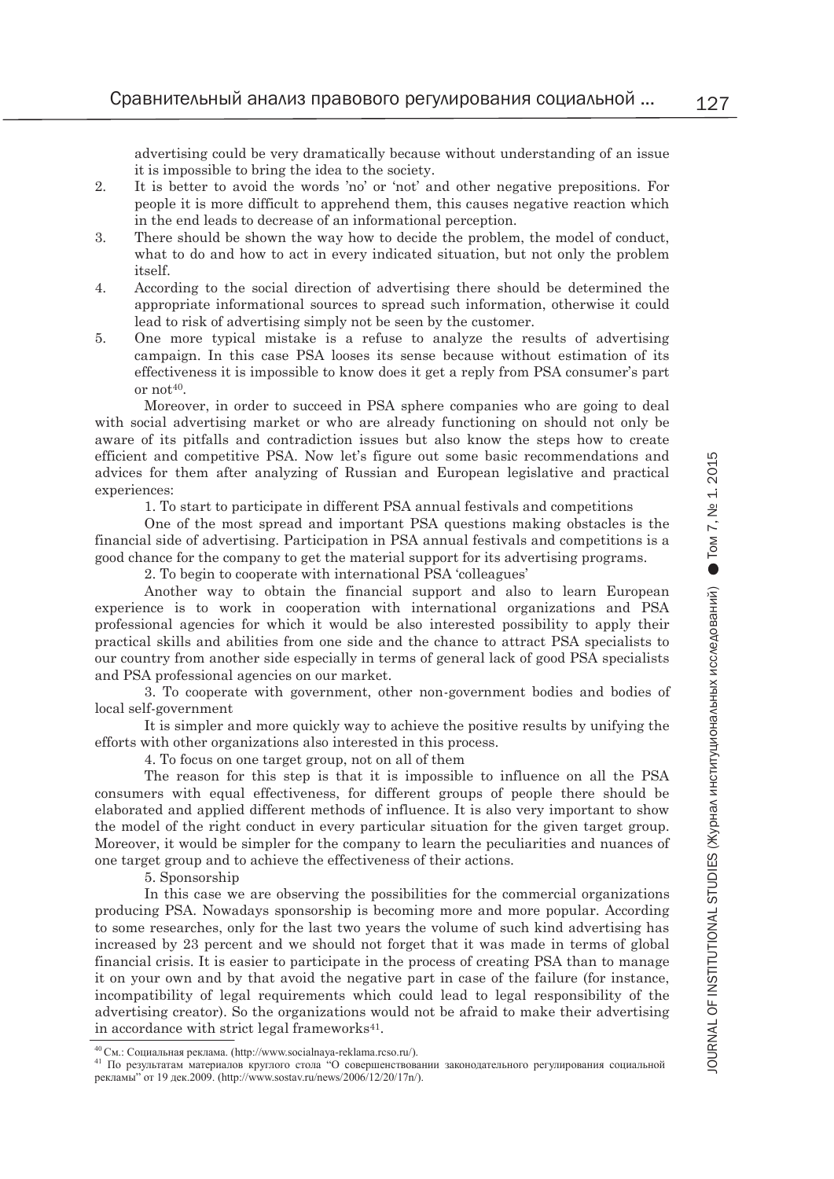advertising could be very dramatically because without understanding of an issue it is impossible to bring the idea to the society.

2. It is better to avoid the words 'no' or 'not' and other negative prepositions. For people it is more difficult to apprehend them, this causes negative reaction which in the end leads to decrease of an informational perception.
3. There should be shown the way how to decide the problem, the model of conduct, what to do and how to act in every indicated situation, but not only the problem itself.
4. According to the social direction of advertising there should be determined the appropriate informational sources to spread such information, otherwise it could lead to risk of advertising simply not be seen by the customer.
5. One more typical mistake is a refuse to analyze the results of advertising campaign. In this case PSA looses its sense because without estimation of its effectiveness it is impossible to know does it get a reply from PSA consumer's part or not[40].

Moreover, in order to succeed in PSA sphere companies who are going to deal with social advertising market or who are already functioning on should not only be aware of its pitfalls and contradiction issues but also know the steps how to create efficient and competitive PSA. Now let's figure out some basic recommendations and advices for them after analyzing of Russian and European legislative and practical experiences:

1. To start to participate in different PSA annual festivals and competitions

One of the most spread and important PSA questions making obstacles is the financial side of advertising. Participation in PSA annual festivals and competitions is a good chance for the company to get the material support for its advertising programs.

2. To begin to cooperate with international PSA 'colleagues'

Another way to obtain the financial support and also to learn European experience is to work in cooperation with international organizations and PSA professional agencies for which it would be also interested possibility to apply their practical skills and abilities from one side and the chance to attract PSA specialists to our country from another side especially in terms of general lack of good PSA specialists and PSA professional agencies on our market.

3. To cooperate with government, other non-government bodies and bodies of local self-government

It is simpler and more quickly way to achieve the positive results by unifying the efforts with other organizations also interested in this process.

4. To focus on one target group, not on all of them

The reason for this step is that it is impossible to influence on all the PSA consumers with equal effectiveness, for different groups of people there should be elaborated and applied different methods of influence. It is also very important to show the model of the right conduct in every particular situation for the given target group. Moreover, it would be simpler for the company to learn the peculiarities and nuances of one target group and to achieve the effectiveness of their actions.

5. Sponsorship

In this case we are observing the possibilities for the commercial organizations producing PSA. Nowadays sponsorship is becoming more and more popular. According to some researches, only for the last two years the volume of such kind advertising has increased by 23 percent and we should not forget that it was made in terms of global financial crisis. It is easier to participate in the process of creating PSA than to manage it on your own and by that avoid the negative part in case of the failure (for instance, incompatibility of legal requirements which could lead to legal responsibility of the advertising creator). So the organizations would not be afraid to make their advertising in accordance with strict legal frameworks[41].

---

[40] См.: Социальная реклама. (http://www.socialnaya-reklama.rcso.ru/).

[41] По результатам материалов круглого стола "О совершенствовании законодательного регулирования социальной рекламы" от 19 дек.2009. (http://www.sostav.ru/news/2006/12/20/17n/).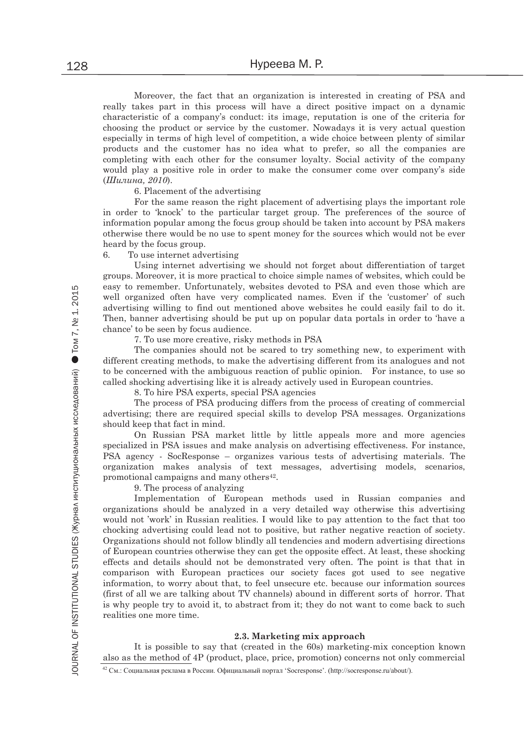Moreover, the fact that an organization is interested in creating of PSA and really takes part in this process will have a direct positive impact on a dynamic characteristic of a company's conduct: its image, reputation is one of the criteria for choosing the product or service by the customer. Nowadays it is very actual question especially in terms of high level of competition, a wide choice between plenty of similar products and the customer has no idea what to prefer, so all the companies are completing with each other for the consumer loyalty. Social activity of the company would play a positive role in order to make the consumer come over company's side (*Шилина, 2010*).

6. Placement of the advertising

For the same reason the right placement of advertising plays the important role in order to 'knock' to the particular target group. The preferences of the source of information popular among the focus group should be taken into account by PSA makers otherwise there would be no use to spent money for the sources which would not be ever heard by the focus group.

6. To use internet advertising

Using internet advertising we should not forget about differentiation of target groups. Moreover, it is more practical to choice simple names of websites, which could be easy to remember. Unfortunately, websites devoted to PSA and even those which are well organized often have very complicated names. Even if the 'customer' of such advertising willing to find out mentioned above websites he could easily fail to do it. Then, banner advertising should be put up on popular data portals in order to 'have a chance' to be seen by focus audience.

7. To use more creative, risky methods in PSA

The companies should not be scared to try something new, to experiment with different creating methods, to make the advertising different from its analogues and not to be concerned with the ambiguous reaction of public opinion. For instance, to use so called shocking advertising like it is already actively used in European countries.

8. To hire PSA experts, special PSA agencies

The process of PSA producing differs from the process of creating of commercial advertising; there are required special skills to develop PSA messages. Organizations should keep that fact in mind.

On Russian PSA market little by little appeals more and more agencies specialized in PSA issues and make analysis on advertising effectiveness. For instance, PSA agency - SocResponse – organizes various tests of advertising materials. The organization makes analysis of text messages, advertising models, scenarios, promotional campaigns and many others[42].

9. The process of analyzing

Implementation of European methods used in Russian companies and organizations should be analyzed in a very detailed way otherwise this advertising would not 'work' in Russian realities. I would like to pay attention to the fact that too chocking advertising could lead not to positive, but rather negative reaction of society. Organizations should not follow blindly all tendencies and modern advertising directions of European countries otherwise they can get the opposite effect. At least, these shocking effects and details should not be demonstrated very often. The point is that that in comparison with European practices our society faces got used to see negative information, to worry about that, to feel unsecure etc. because our information sources (first of all we are talking about TV channels) abound in different sorts of horror. That is why people try to avoid it, to abstract from it; they do not want to come back to such realities one more time.

### 2.3. Marketing mix approach

It is possible to say that (created in the 60s) marketing-mix conception known also as the method of 4P (product, place, price, promotion) concerns not only commercial

[42] См.: Социальная реклама в России. Официальный портал 'Socresponse'. (http://socresponse.ru/about/).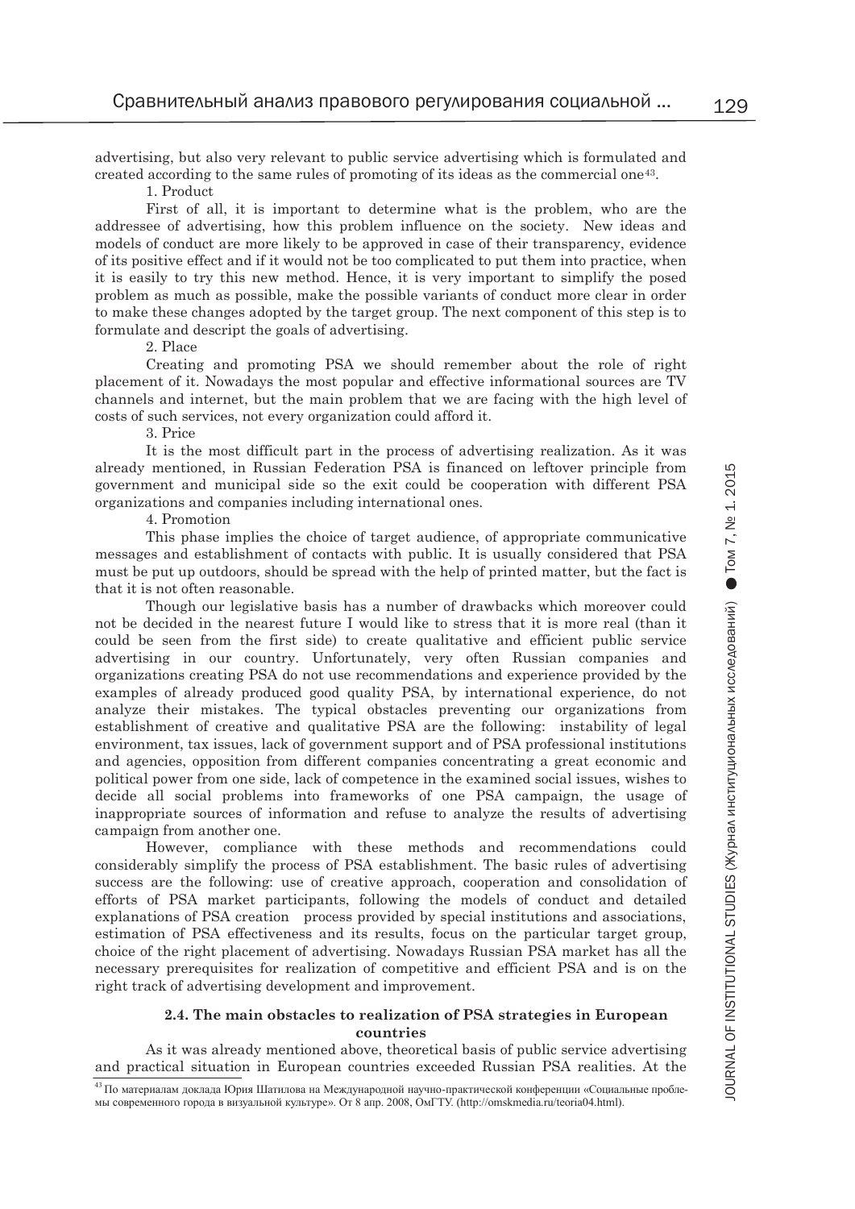advertising, but also very relevant to public service advertising which is formulated and created according to the same rules of promoting of its ideas as the commercial one[43].

1. Product

First of all, it is important to determine what is the problem, who are the addressee of advertising, how this problem influence on the society. New ideas and models of conduct are more likely to be approved in case of their transparency, evidence of its positive effect and if it would not be too complicated to put them into practice, when it is easily to try this new method. Hence, it is very important to simplify the posed problem as much as possible, make the possible variants of conduct more clear in order to make these changes adopted by the target group. The next component of this step is to formulate and descript the goals of advertising.

2. Place

Creating and promoting PSA we should remember about the role of right placement of it. Nowadays the most popular and effective informational sources are TV channels and internet, but the main problem that we are facing with the high level of costs of such services, not every organization could afford it.

3. Price

It is the most difficult part in the process of advertising realization. As it was already mentioned, in Russian Federation PSA is financed on leftover principle from government and municipal side so the exit could be cooperation with different PSA organizations and companies including international ones.

4. Promotion

This phase implies the choice of target audience, of appropriate communicative messages and establishment of contacts with public. It is usually considered that PSA must be put up outdoors, should be spread with the help of printed matter, but the fact is that it is not often reasonable.

Though our legislative basis has a number of drawbacks which moreover could not be decided in the nearest future I would like to stress that it is more real (than it could be seen from the first side) to create qualitative and efficient public service advertising in our country. Unfortunately, very often Russian companies and organizations creating PSA do not use recommendations and experience provided by the examples of already produced good quality PSA, by international experience, do not analyze their mistakes. The typical obstacles preventing our organizations from establishment of creative and qualitative PSA are the following: instability of legal environment, tax issues, lack of government support and of PSA professional institutions and agencies, opposition from different companies concentrating a great economic and political power from one side, lack of competence in the examined social issues, wishes to decide all social problems into frameworks of one PSA campaign, the usage of inappropriate sources of information and refuse to analyze the results of advertising campaign from another one.

However, compliance with these methods and recommendations could considerably simplify the process of PSA establishment. The basic rules of advertising success are the following: use of creative approach, cooperation and consolidation of efforts of PSA market participants, following the models of conduct and detailed explanations of PSA creation process provided by special institutions and associations, estimation of PSA effectiveness and its results, focus on the particular target group, choice of the right placement of advertising. Nowadays Russian PSA market has all the necessary prerequisites for realization of competitive and efficient PSA and is on the right track of advertising development and improvement.

### 2.4. The main obstacles to realization of PSA strategies in European countries

As it was already mentioned above, theoretical basis of public service advertising and practical situation in European countries exceeded Russian PSA realities. At the

[43] По материалам доклада Юрия Шатилова на Международной научно-практической конференции «Социальные проблемы современного города в визуальной культуре». От 8 апр. 2008, ОмГТУ. (http://omskmedia.ru/teoria04.html).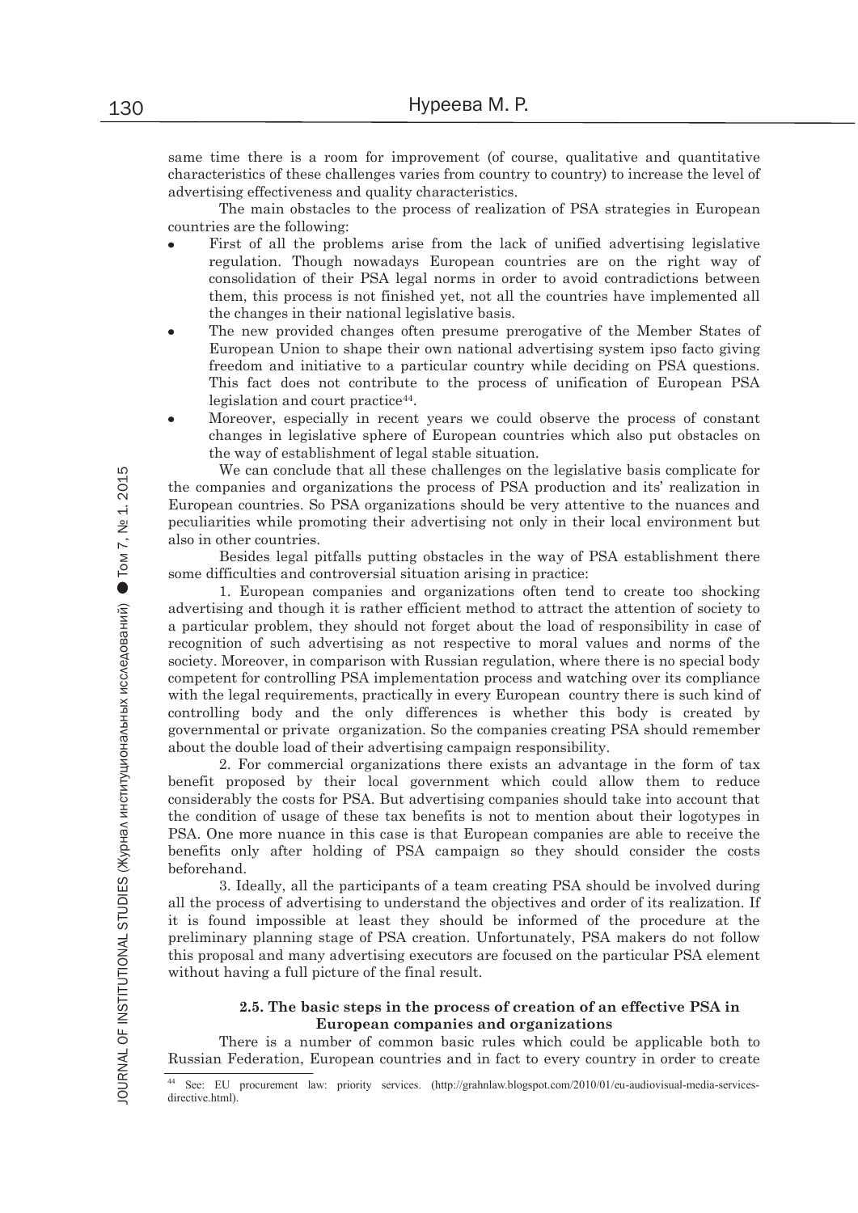same time there is a room for improvement (of course, qualitative and quantitative characteristics of these challenges varies from country to country) to increase the level of advertising effectiveness and quality characteristics.

The main obstacles to the process of realization of PSA strategies in European countries are the following:

- First of all the problems arise from the lack of unified advertising legislative regulation. Though nowadays European countries are on the right way of consolidation of their PSA legal norms in order to avoid contradictions between them, this process is not finished yet, not all the countries have implemented all the changes in their national legislative basis.
- The new provided changes often presume prerogative of the Member States of European Union to shape their own national advertising system ipso facto giving freedom and initiative to a particular country while deciding on PSA questions. This fact does not contribute to the process of unification of European PSA legislation and court practice[44].
- Moreover, especially in recent years we could observe the process of constant changes in legislative sphere of European countries which also put obstacles on the way of establishment of legal stable situation.

We can conclude that all these challenges on the legislative basis complicate for the companies and organizations the process of PSA production and its' realization in European countries. So PSA organizations should be very attentive to the nuances and peculiarities while promoting their advertising not only in their local environment but also in other countries.

Besides legal pitfalls putting obstacles in the way of PSA establishment there some difficulties and controversial situation arising in practice:

1. European companies and organizations often tend to create too shocking advertising and though it is rather efficient method to attract the attention of society to a particular problem, they should not forget about the load of responsibility in case of recognition of such advertising as not respective to moral values and norms of the society. Moreover, in comparison with Russian regulation, where there is no special body competent for controlling PSA implementation process and watching over its compliance with the legal requirements, practically in every European country there is such kind of controlling body and the only differences is whether this body is created by governmental or private organization. So the companies creating PSA should remember about the double load of their advertising campaign responsibility.

2. For commercial organizations there exists an advantage in the form of tax benefit proposed by their local government which could allow them to reduce considerably the costs for PSA. But advertising companies should take into account that the condition of usage of these tax benefits is not to mention about their logotypes in PSA. One more nuance in this case is that European companies are able to receive the benefits only after holding of PSA campaign so they should consider the costs beforehand.

3. Ideally, all the participants of a team creating PSA should be involved during all the process of advertising to understand the objectives and order of its realization. If it is found impossible at least they should be informed of the procedure at the preliminary planning stage of PSA creation. Unfortunately, PSA makers do not follow this proposal and many advertising executors are focused on the particular PSA element without having a full picture of the final result.

### 2.5. The basic steps in the process of creation of an effective PSA in European companies and organizations

There is a number of common basic rules which could be applicable both to Russian Federation, European countries and in fact to every country in order to create

---

[44] See: EU procurement law: priority services. (http://grahnlaw.blogspot.com/2010/01/eu-audiovisual-media-services-directive.html).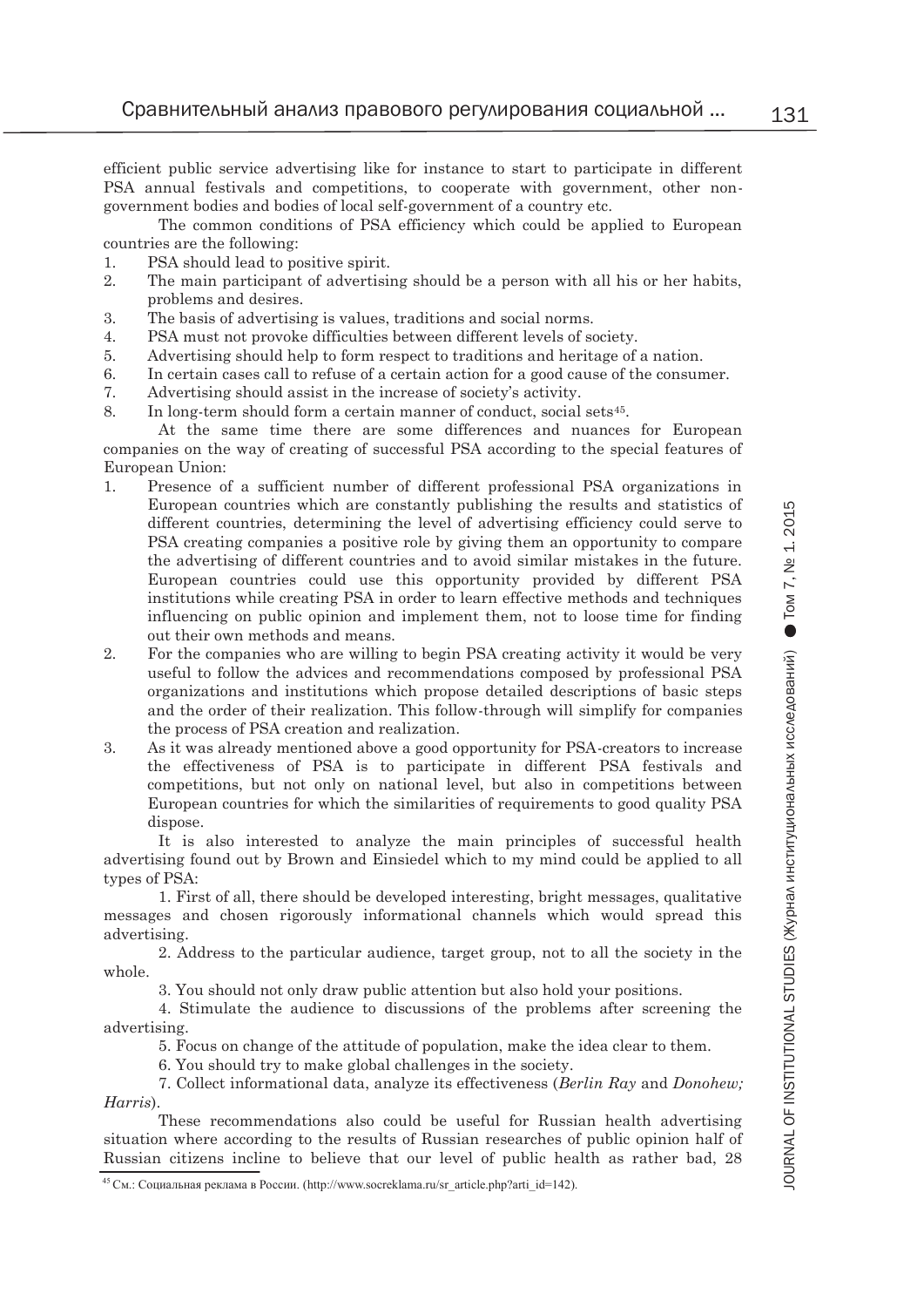efficient public service advertising like for instance to start to participate in different PSA annual festivals and competitions, to cooperate with government, other non-government bodies and bodies of local self-government of a country etc.

The common conditions of PSA efficiency which could be applied to European countries are the following:

1. PSA should lead to positive spirit.
2. The main participant of advertising should be a person with all his or her habits, problems and desires.
3. The basis of advertising is values, traditions and social norms.
4. PSA must not provoke difficulties between different levels of society.
5. Advertising should help to form respect to traditions and heritage of a nation.
6. In certain cases call to refuse of a certain action for a good cause of the consumer.
7. Advertising should assist in the increase of society's activity.
8. In long-term should form a certain manner of conduct, social sets[45].

At the same time there are some differences and nuances for European companies on the way of creating of successful PSA according to the special features of European Union:

1. Presence of a sufficient number of different professional PSA organizations in European countries which are constantly publishing the results and statistics of different countries, determining the level of advertising efficiency could serve to PSA creating companies a positive role by giving them an opportunity to compare the advertising of different countries and to avoid similar mistakes in the future. European countries could use this opportunity provided by different PSA institutions while creating PSA in order to learn effective methods and techniques influencing on public opinion and implement them, not to loose time for finding out their own methods and means.
2. For the companies who are willing to begin PSA creating activity it would be very useful to follow the advices and recommendations composed by professional PSA organizations and institutions which propose detailed descriptions of basic steps and the order of their realization. This follow-through will simplify for companies the process of PSA creation and realization.
3. As it was already mentioned above a good opportunity for PSA-creators to increase the effectiveness of PSA is to participate in different PSA festivals and competitions, but not only on national level, but also in competitions between European countries for which the similarities of requirements to good quality PSA dispose.

It is also interested to analyze the main principles of successful health advertising found out by Brown and Einsiedel which to my mind could be applied to all types of PSA:

1. First of all, there should be developed interesting, bright messages, qualitative messages and chosen rigorously informational channels which would spread this advertising.

2. Address to the particular audience, target group, not to all the society in the whole.

3. You should not only draw public attention but also hold your positions.

4. Stimulate the audience to discussions of the problems after screening the advertising.

5. Focus on change of the attitude of population, make the idea clear to them.

6. You should try to make global challenges in the society.

7. Collect informational data, analyze its effectiveness (*Berlin Ray* and *Donohew; Harris*).

These recommendations also could be useful for Russian health advertising situation where according to the results of Russian researches of public opinion half of Russian citizens incline to believe that our level of public health as rather bad, 28

---

[45] См.: Социальная реклама в России. (http://www.socreklama.ru/sr_article.php?arti_id=142).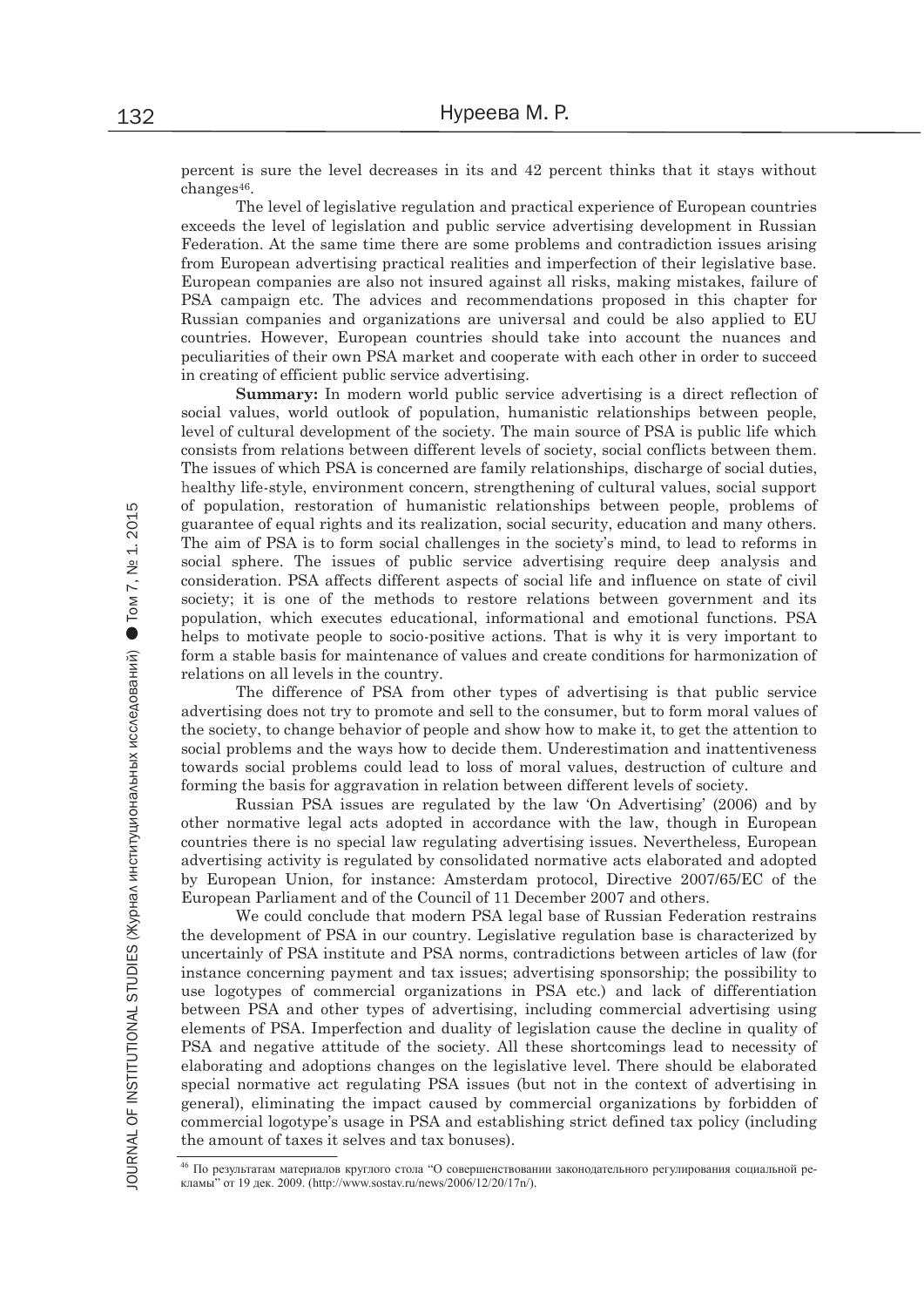percent is sure the level decreases in its and 42 percent thinks that it stays without changes[46].

The level of legislative regulation and practical experience of European countries exceeds the level of legislation and public service advertising development in Russian Federation. At the same time there are some problems and contradiction issues arising from European advertising practical realities and imperfection of their legislative base. European companies are also not insured against all risks, making mistakes, failure of PSA campaign etc. The advices and recommendations proposed in this chapter for Russian companies and organizations are universal and could be also applied to EU countries. However, European countries should take into account the nuances and peculiarities of their own PSA market and cooperate with each other in order to succeed in creating of efficient public service advertising.

**Summary:** In modern world public service advertising is a direct reflection of social values, world outlook of population, humanistic relationships between people, level of cultural development of the society. The main source of PSA is public life which consists from relations between different levels of society, social conflicts between them. The issues of which PSA is concerned are family relationships, discharge of social duties, healthy life-style, environment concern, strengthening of cultural values, social support of population, restoration of humanistic relationships between people, problems of guarantee of equal rights and its realization, social security, education and many others. The aim of PSA is to form social challenges in the society's mind, to lead to reforms in social sphere. The issues of public service advertising require deep analysis and consideration. PSA affects different aspects of social life and influence on state of civil society; it is one of the methods to restore relations between government and its population, which executes educational, informational and emotional functions. PSA helps to motivate people to socio-positive actions. That is why it is very important to form a stable basis for maintenance of values and create conditions for harmonization of relations on all levels in the country.

The difference of PSA from other types of advertising is that public service advertising does not try to promote and sell to the consumer, but to form moral values of the society, to change behavior of people and show how to make it, to get the attention to social problems and the ways how to decide them. Underestimation and inattentiveness towards social problems could lead to loss of moral values, destruction of culture and forming the basis for aggravation in relation between different levels of society.

Russian PSA issues are regulated by the law 'On Advertising' (2006) and by other normative legal acts adopted in accordance with the law, though in European countries there is no special law regulating advertising issues. Nevertheless, European advertising activity is regulated by consolidated normative acts elaborated and adopted by European Union, for instance: Amsterdam protocol, Directive 2007/65/EC of the European Parliament and of the Council of 11 December 2007 and others.

We could conclude that modern PSA legal base of Russian Federation restrains the development of PSA in our country. Legislative regulation base is characterized by uncertainly of PSA institute and PSA norms, contradictions between articles of law (for instance concerning payment and tax issues; advertising sponsorship; the possibility to use logotypes of commercial organizations in PSA etc.) and lack of differentiation between PSA and other types of advertising, including commercial advertising using elements of PSA. Imperfection and duality of legislation cause the decline in quality of PSA and negative attitude of the society. All these shortcomings lead to necessity of elaborating and adoptions changes on the legislative level. There should be elaborated special normative act regulating PSA issues (but not in the context of advertising in general), eliminating the impact caused by commercial organizations by forbidden of commercial logotype's usage in PSA and establishing strict defined tax policy (including the amount of taxes it selves and tax bonuses).

---

[46] По результатам материалов круглого стола "О совершенствовании законодательного регулирования социальной рекламы" от 19 дек. 2009. (http://www.sostav.ru/news/2006/12/20/17n/).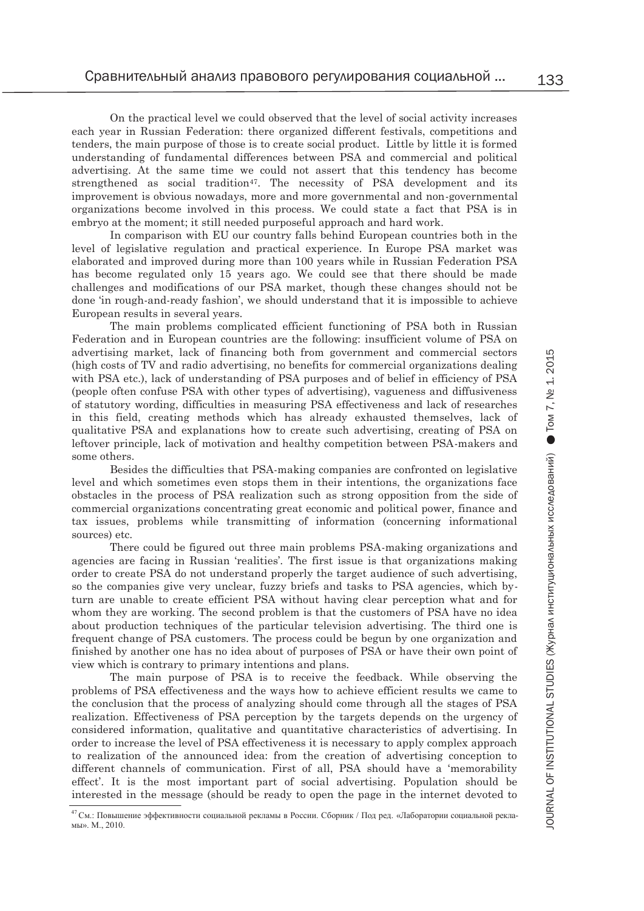On the practical level we could observed that the level of social activity increases each year in Russian Federation: there organized different festivals, competitions and tenders, the main purpose of those is to create social product. Little by little it is formed understanding of fundamental differences between PSA and commercial and political advertising. At the same time we could not assert that this tendency has become strengthened as social tradition[47]. The necessity of PSA development and its improvement is obvious nowadays, more and more governmental and non-governmental organizations become involved in this process. We could state a fact that PSA is in embryo at the moment; it still needed purposeful approach and hard work.

In comparison with EU our country falls behind European countries both in the level of legislative regulation and practical experience. In Europe PSA market was elaborated and improved during more than 100 years while in Russian Federation PSA has become regulated only 15 years ago. We could see that there should be made challenges and modifications of our PSA market, though these changes should not be done 'in rough-and-ready fashion', we should understand that it is impossible to achieve European results in several years.

The main problems complicated efficient functioning of PSA both in Russian Federation and in European countries are the following: insufficient volume of PSA on advertising market, lack of financing both from government and commercial sectors (high costs of TV and radio advertising, no benefits for commercial organizations dealing with PSA etc.), lack of understanding of PSA purposes and of belief in efficiency of PSA (people often confuse PSA with other types of advertising), vagueness and diffusiveness of statutory wording, difficulties in measuring PSA effectiveness and lack of researches in this field, creating methods which has already exhausted themselves, lack of qualitative PSA and explanations how to create such advertising, creating of PSA on leftover principle, lack of motivation and healthy competition between PSA-makers and some others.

Besides the difficulties that PSA-making companies are confronted on legislative level and which sometimes even stops them in their intentions, the organizations face obstacles in the process of PSA realization such as strong opposition from the side of commercial organizations concentrating great economic and political power, finance and tax issues, problems while transmitting of information (concerning informational sources) etc.

There could be figured out three main problems PSA-making organizations and agencies are facing in Russian 'realities'. The first issue is that organizations making order to create PSA do not understand properly the target audience of such advertising, so the companies give very unclear, fuzzy briefs and tasks to PSA agencies, which by-turn are unable to create efficient PSA without having clear perception what and for whom they are working. The second problem is that the customers of PSA have no idea about production techniques of the particular television advertising. The third one is frequent change of PSA customers. The process could be begun by one organization and finished by another one has no idea about of purposes of PSA or have their own point of view which is contrary to primary intentions and plans.

The main purpose of PSA is to receive the feedback. While observing the problems of PSA effectiveness and the ways how to achieve efficient results we came to the conclusion that the process of analyzing should come through all the stages of PSA realization. Effectiveness of PSA perception by the targets depends on the urgency of considered information, qualitative and quantitative characteristics of advertising. In order to increase the level of PSA effectiveness it is necessary to apply complex approach to realization of the announced idea: from the creation of advertising conception to different channels of communication. First of all, PSA should have a 'memorability effect'. It is the most important part of social advertising. Population should be interested in the message (should be ready to open the page in the internet devoted to

[47] См.: Повышение эффективности социальной рекламы в России. Сборник / Под ред. «Лаборатории социальной рекламы». М., 2010.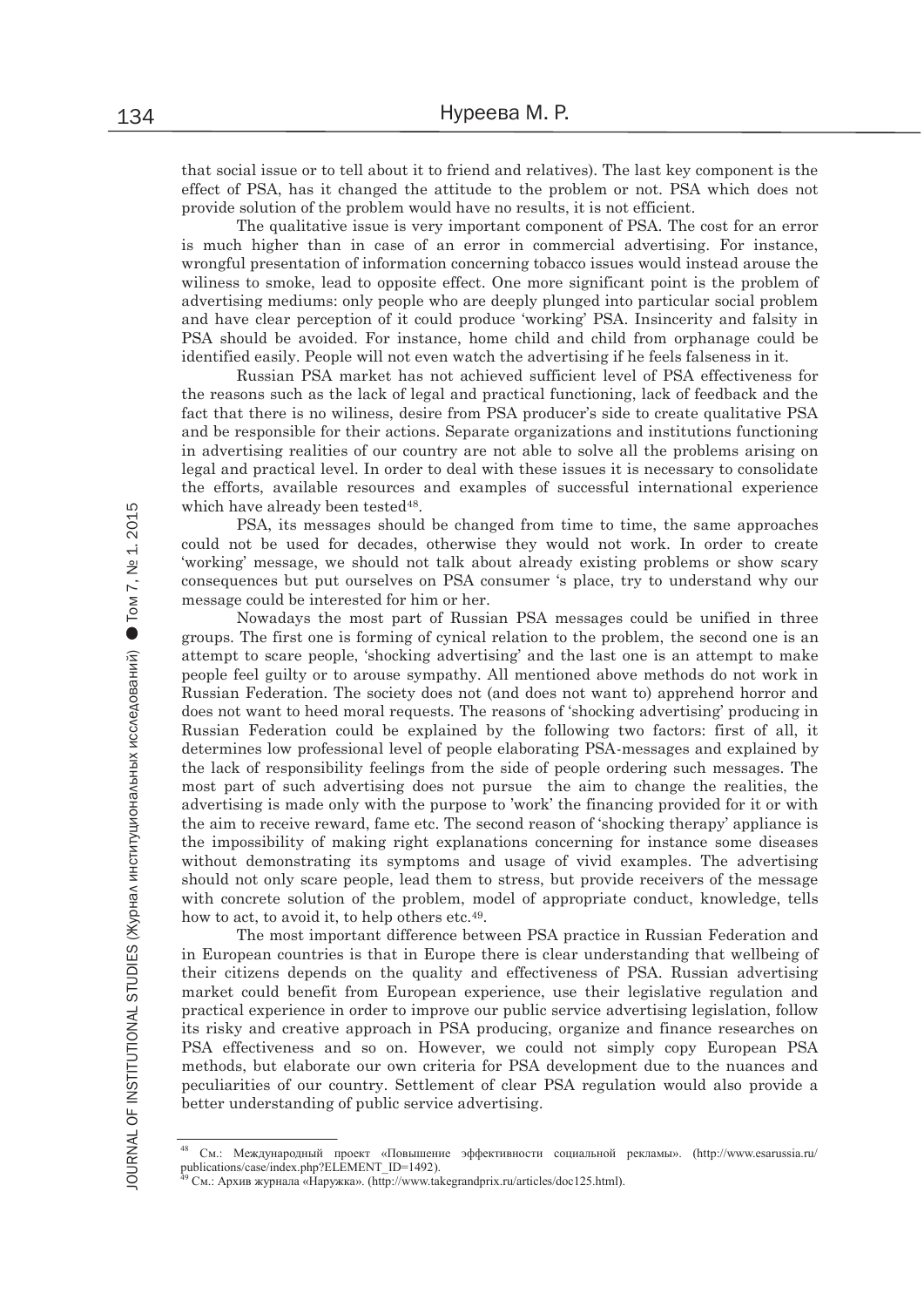that social issue or to tell about it to friend and relatives). The last key component is the effect of PSA, has it changed the attitude to the problem or not. PSA which does not provide solution of the problem would have no results, it is not efficient.

The qualitative issue is very important component of PSA. The cost for an error is much higher than in case of an error in commercial advertising. For instance, wrongful presentation of information concerning tobacco issues would instead arouse the wiliness to smoke, lead to opposite effect. One more significant point is the problem of advertising mediums: only people who are deeply plunged into particular social problem and have clear perception of it could produce 'working' PSA. Insincerity and falsity in PSA should be avoided. For instance, home child and child from orphanage could be identified easily. People will not even watch the advertising if he feels falseness in it.

Russian PSA market has not achieved sufficient level of PSA effectiveness for the reasons such as the lack of legal and practical functioning, lack of feedback and the fact that there is no wiliness, desire from PSA producer's side to create qualitative PSA and be responsible for their actions. Separate organizations and institutions functioning in advertising realities of our country are not able to solve all the problems arising on legal and practical level. In order to deal with these issues it is necessary to consolidate the efforts, available resources and examples of successful international experience which have already been tested[48].

PSA, its messages should be changed from time to time, the same approaches could not be used for decades, otherwise they would not work. In order to create 'working' message, we should not talk about already existing problems or show scary consequences but put ourselves on PSA consumer 's place, try to understand why our message could be interested for him or her.

Nowadays the most part of Russian PSA messages could be unified in three groups. The first one is forming of cynical relation to the problem, the second one is an attempt to scare people, 'shocking advertising' and the last one is an attempt to make people feel guilty or to arouse sympathy. All mentioned above methods do not work in Russian Federation. The society does not (and does not want to) apprehend horror and does not want to heed moral requests. The reasons of 'shocking advertising' producing in Russian Federation could be explained by the following two factors: first of all, it determines low professional level of people elaborating PSA-messages and explained by the lack of responsibility feelings from the side of people ordering such messages. The most part of such advertising does not pursue the aim to change the realities, the advertising is made only with the purpose to 'work' the financing provided for it or with the aim to receive reward, fame etc. The second reason of 'shocking therapy' appliance is the impossibility of making right explanations concerning for instance some diseases without demonstrating its symptoms and usage of vivid examples. The advertising should not only scare people, lead them to stress, but provide receivers of the message with concrete solution of the problem, model of appropriate conduct, knowledge, tells how to act, to avoid it, to help others etc.[49].

The most important difference between PSA practice in Russian Federation and in European countries is that in Europe there is clear understanding that wellbeing of their citizens depends on the quality and effectiveness of PSA. Russian advertising market could benefit from European experience, use their legislative regulation and practical experience in order to improve our public service advertising legislation, follow its risky and creative approach in PSA producing, organize and finance researches on PSA effectiveness and so on. However, we could not simply copy European PSA methods, but elaborate our own criteria for PSA development due to the nuances and peculiarities of our country. Settlement of clear PSA regulation would also provide a better understanding of public service advertising.

---

[48] См.: Международный проект «Повышение эффективности социальной рекламы». (http://www.esarussia.ru/publications/case/index.php?ELEMENT_ID=1492).

[49] См.: Архив журнала «Наружка». (http://www.takegrandprix.ru/articles/doc125.html).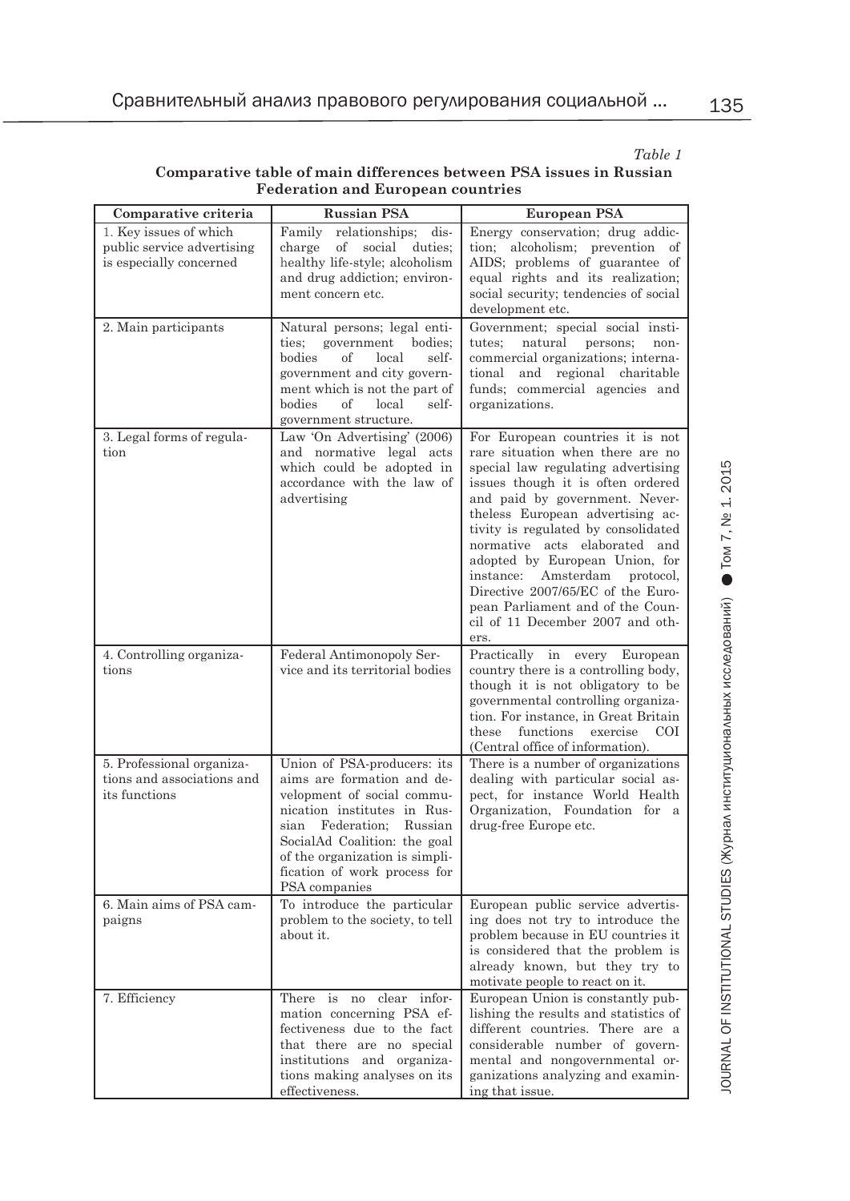*Table 1*

**Comparative table of main differences between PSA issues in Russian Federation and European countries**

| Comparative criteria | Russian PSA | European PSA |
|---|---|---|
| 1. Key issues of which public service advertising is especially concerned | Family relationships; discharge of social duties; healthy life-style; alcoholism and drug addiction; environment concern etc. | Energy conservation; drug addiction; alcoholism; prevention of AIDS; problems of guarantee of equal rights and its realization; social security; tendencies of social development etc. |
| 2. Main participants | Natural persons; legal entities; government bodies; bodies of local self-government and city government which is not the part of bodies of local self-government structure. | Government; special social institutes; natural persons; non-commercial organizations; international and regional charitable funds; commercial agencies and organizations. |
| 3. Legal forms of regulation | Law 'On Advertising' (2006) and normative legal acts which could be adopted in accordance with the law of advertising | For European countries it is not rare situation when there are no special law regulating advertising issues though it is often ordered and paid by government. Nevertheless European advertising activity is regulated by consolidated normative acts elaborated and adopted by European Union, for instance: Amsterdam protocol, Directive 2007/65/EC of the European Parliament and of the Council of 11 December 2007 and others. |
| 4. Controlling organizations | Federal Antimonopoly Service and its territorial bodies | Practically in every European country there is a controlling body, though it is not obligatory to be governmental controlling organization. For instance, in Great Britain these functions exercise COI (Central office of information). |
| 5. Professional organizations and associations and its functions | Union of PSA-producers: its aims are formation and development of social communication institutes in Russian Federation; Russian SocialAd Coalition: the goal of the organization is simplification of work process for PSA companies | There is a number of organizations dealing with particular social aspect, for instance World Health Organization, Foundation for a drug-free Europe etc. |
| 6. Main aims of PSA campaigns | To introduce the particular problem to the society, to tell about it. | European public service advertising does not try to introduce the problem because in EU countries it is considered that the problem is already known, but they try to motivate people to react on it. |
| 7. Efficiency | There is no clear information concerning PSA effectiveness due to the fact that there are no special institutions and organizations making analyses on its effectiveness. | European Union is constantly publishing the results and statistics of different countries. There are a considerable number of governmental and nongovernmental organizations analyzing and examining that issue. |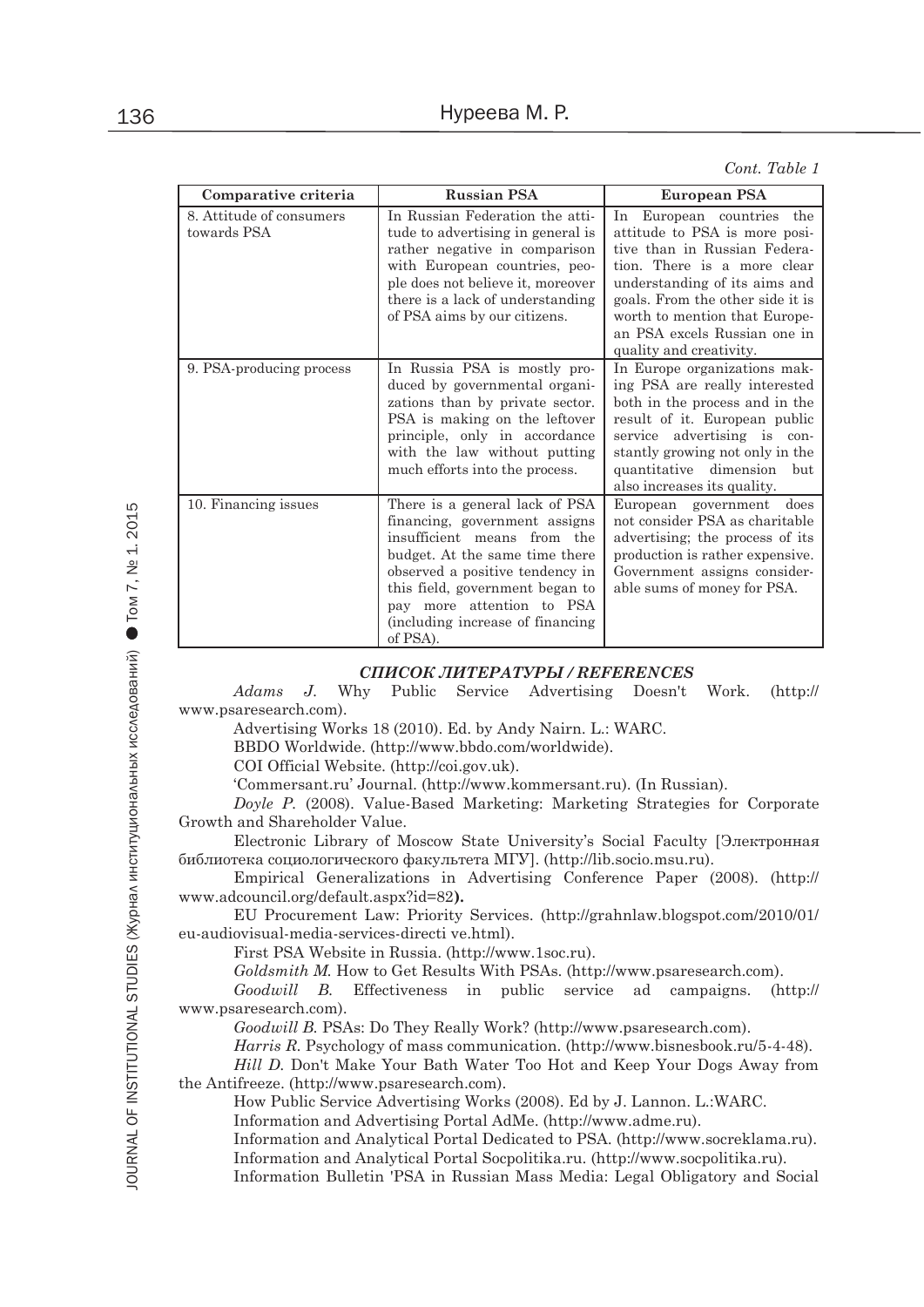*Cont. Table 1*

| Comparative criteria | Russian PSA | European PSA |
|---|---|---|
| 8. Attitude of consumers towards PSA | In Russian Federation the attitude to advertising in general is rather negative in comparison with European countries, people does not believe it, moreover there is a lack of understanding of PSA aims by our citizens. | In European countries the attitude to PSA is more positive than in Russian Federation. There is a more clear understanding of its aims and goals. From the other side it is worth to mention that European PSA excels Russian one in quality and creativity. |
| 9. PSA-producing process | In Russia PSA is mostly produced by governmental organizations than by private sector. PSA is making on the leftover principle, only in accordance with the law without putting much efforts into the process. | In Europe organizations making PSA are really interested both in the process and in the result of it. European public service advertising is constantly growing not only in the quantitative dimension but also increases its quality. |
| 10. Financing issues | There is a general lack of PSA financing, government assigns insufficient means from the budget. At the same time there observed a positive tendency in this field, government began to pay more attention to PSA (including increase of financing of PSA). | European government does not consider PSA as charitable advertising; the process of its production is rather expensive. Government assigns considerable sums of money for PSA. |

### *СПИСОК ЛИТЕРАТУРЫ / REFERENCES*

*Adams J.* Why Public Service Advertising Doesn't Work. (http://www.psaresearch.com).

Advertising Works 18 (2010). Ed. by Andy Nairn. L.: WARC.

BBDO Worldwide. (http://www.bbdo.com/worldwide).

COI Official Website. (http://coi.gov.uk).

'Commersant.ru' Journal. (http://www.kommersant.ru). (In Russian).

*Doyle P.* (2008). Value-Based Marketing: Marketing Strategies for Corporate Growth and Shareholder Value.

Electronic Library of Moscow State University's Social Faculty [Электронная библиотека социологического факультета МГУ]. (http://lib.socio.msu.ru).

Empirical Generalizations in Advertising Conference Paper (2008). (http://www.adcouncil.org/default.aspx?id=82**).**

EU Procurement Law: Priority Services. (http://grahnlaw.blogspot.com/2010/01/eu-audiovisual-media-services-directi ve.html).

First PSA Website in Russia. (http://www.1soc.ru).

*Goldsmith M.* How to Get Results With PSAs. (http://www.psaresearch.com).

*Goodwill B.* Effectiveness in public service ad campaigns. (http://www.psaresearch.com).

*Goodwill B.* PSAs: Do They Really Work? (http://www.psaresearch.com).

*Harris R.* Psychology of mass communication. (http://www.bisnesbook.ru/5-4-48).

*Hill D.* Don't Make Your Bath Water Too Hot and Keep Your Dogs Away from the Antifreeze. (http://www.psaresearch.com).

How Public Service Advertising Works (2008). Ed by J. Lannon. L.:WARC.

Information and Advertising Portal AdMe. (http://www.adme.ru).

Information and Analytical Portal Dedicated to PSA. (http://www.socreklama.ru).

Information and Analytical Portal Socpolitika.ru. (http://www.socpolitika.ru).

Information Bulletin 'PSA in Russian Mass Media: Legal Obligatory and Social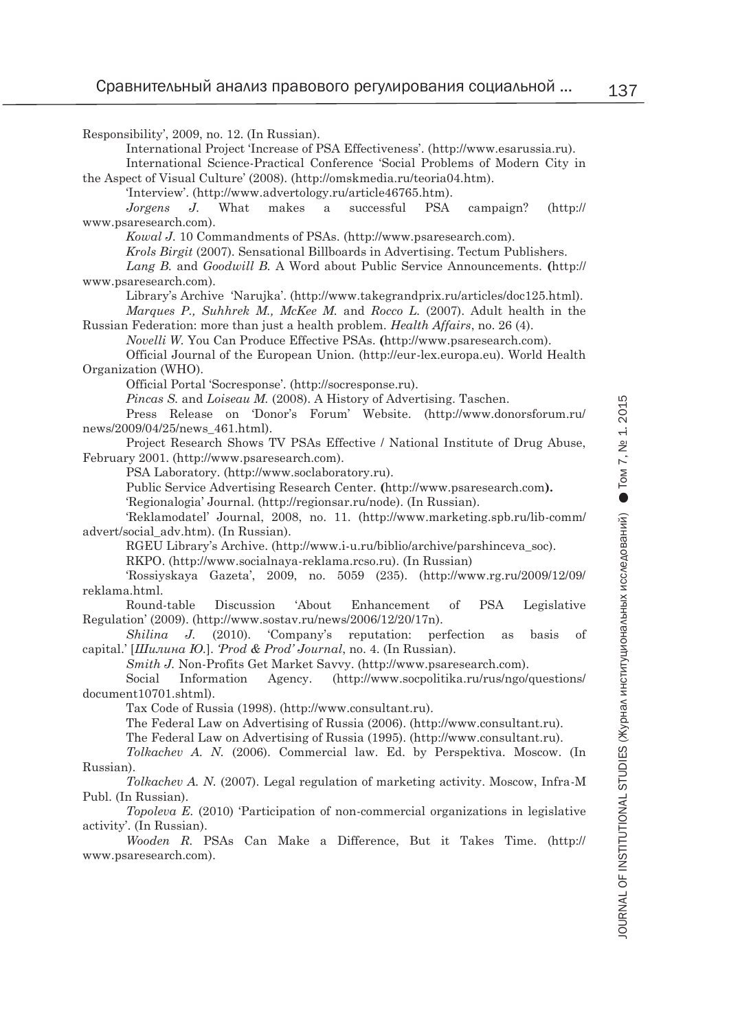Responsibility', 2009, no. 12. (In Russian).

International Project 'Increase of PSA Effectiveness'. (http://www.esarussia.ru).

International Science-Practical Conference 'Social Problems of Modern City in the Aspect of Visual Culture' (2008). (http://omskmedia.ru/teoria04.htm).

'Interview'. (http://www.advertology.ru/article46765.htm).

*Jorgens J.* What makes a successful PSA campaign? (http://www.psaresearch.com).

*Kowal J.* 10 Commandments of PSAs. (http://www.psaresearch.com).

*Krols Birgit* (2007). Sensational Billboards in Advertising. Tectum Publishers.

*Lang B.* and *Goodwill B.* A Word about Public Service Announcements. **(**http://www.psaresearch.com).

Library's Archive 'Narujka'. (http://www.takegrandprix.ru/articles/doc125.html).

*Marques P., Suhhrek M., McKee M.* and *Rocco L.* (2007). Adult health in the Russian Federation: more than just a health problem. *Health Affairs*, no. 26 (4).

*Novelli W.* You Can Produce Effective PSAs. **(**http://www.psaresearch.com).

Official Journal of the European Union. (http://eur-lex.europa.eu). World Health Organization (WHO).

Official Portal 'Socresponse'. (http://socresponse.ru).

*Pincas S.* and *Loiseau M.* (2008). A History of Advertising. Taschen.

Press Release on 'Donor's Forum' Website. (http://www.donorsforum.ru/news/2009/04/25/news_461.html).

Project Research Shows TV PSAs Effective / National Institute of Drug Abuse, February 2001. (http://www.psaresearch.com).

PSA Laboratory. (http://www.soclaboratory.ru).

Public Service Advertising Research Center. **(**http://www.psaresearch.com**).**

'Regionalogia' Journal. (http://regionsar.ru/node). (In Russian).

'Reklamodatel' Journal, 2008, no. 11. (http://www.marketing.spb.ru/lib-comm/advert/social_adv.htm). (In Russian).

RGEU Library's Archive. (http://www.i-u.ru/biblio/archive/parshinceva_soc).

RKPO. (http://www.socialnaya-reklama.rcso.ru). (In Russian)

'Rossiyskaya Gazeta', 2009, no. 5059 (235). (http://www.rg.ru/2009/12/09/reklama.html.

Round-table Discussion 'About Enhancement of PSA Legislative Regulation' (2009). (http://www.sostav.ru/news/2006/12/20/17n).

*Shilina J.* (2010). 'Company's reputation: perfection as basis of capital.' [*Шилина Ю.*]. *'Prod & Prod' Journal*, no. 4. (In Russian).

*Smith J.* Non-Profits Get Market Savvy. (http://www.psaresearch.com).

Social Information Agency. (http://www.socpolitika.ru/rus/ngo/questions/document10701.shtml).

Tax Code of Russia (1998). (http://www.consultant.ru).

The Federal Law on Advertising of Russia (2006). (http://www.consultant.ru).

The Federal Law on Advertising of Russia (1995). (http://www.consultant.ru).

*Tolkachev A. N.* (2006). Commercial law. Ed. by Perspektiva. Moscow. (In Russian).

*Tolkachev A. N.* (2007). Legal regulation of marketing activity. Moscow, Infra-M Publ. (In Russian).

*Topoleva E.* (2010) 'Participation of non-commercial organizations in legislative activity'. (In Russian).

*Wooden R.* PSAs Can Make a Difference, But it Takes Time. (http://www.psaresearch.com).